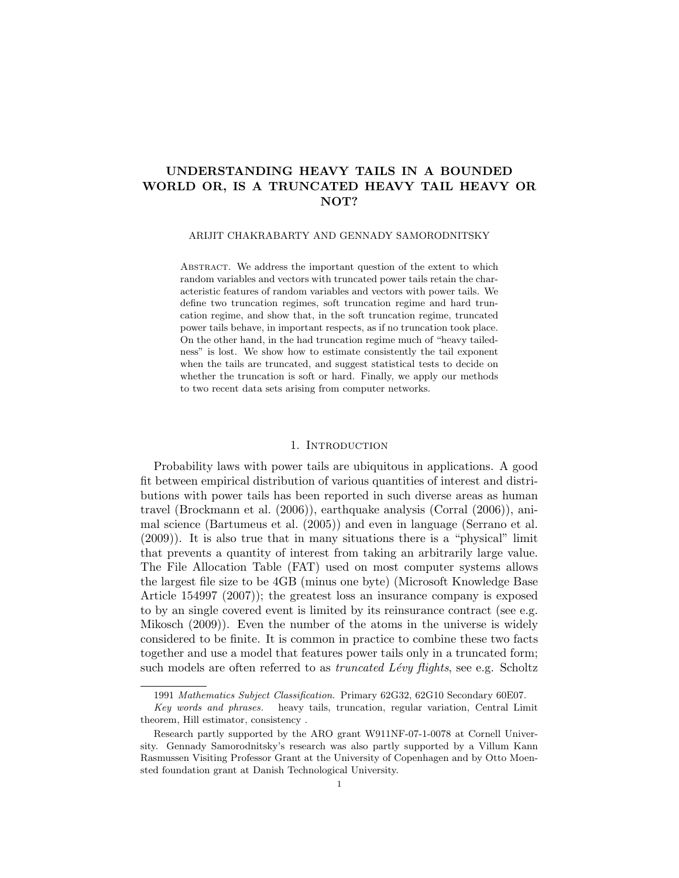# UNDERSTANDING HEAVY TAILS IN A BOUNDED WORLD OR, IS A TRUNCATED HEAVY TAIL HEAVY OR NOT?

ARIJIT CHAKRABARTY AND GENNADY SAMORODNITSKY

ABSTRACT. We address the important question of the extent to which random variables and vectors with truncated power tails retain the characteristic features of random variables and vectors with power tails. We define two truncation regimes, soft truncation regime and hard truncation regime, and show that, in the soft truncation regime, truncated power tails behave, in important respects, as if no truncation took place. On the other hand, in the had truncation regime much of "heavy tailedness" is lost. We show how to estimate consistently the tail exponent when the tails are truncated, and suggest statistical tests to decide on whether the truncation is soft or hard. Finally, we apply our methods to two recent data sets arising from computer networks.

## 1. Introduction

Probability laws with power tails are ubiquitous in applications. A good fit between empirical distribution of various quantities of interest and distributions with power tails has been reported in such diverse areas as human travel (Brockmann et al. (2006)), earthquake analysis (Corral (2006)), animal science (Bartumeus et al. (2005)) and even in language (Serrano et al. (2009)). It is also true that in many situations there is a "physical" limit that prevents a quantity of interest from taking an arbitrarily large value. The File Allocation Table (FAT) used on most computer systems allows the largest file size to be 4GB (minus one byte) (Microsoft Knowledge Base Article 154997 (2007)); the greatest loss an insurance company is exposed to by an single covered event is limited by its reinsurance contract (see e.g. Mikosch (2009)). Even the number of the atoms in the universe is widely considered to be finite. It is common in practice to combine these two facts together and use a model that features power tails only in a truncated form; such models are often referred to as *truncated Lévy flights*, see e.g. Scholtz

---

1991 *Mathematics Subject Classification.* Primary 62G32, 62G10 Secondary 60E07.

*Key words and phrases.* heavy tails, truncation, regular variation, Central Limit theorem, Hill estimator, consistency .

Research partly supported by the ARO grant W911NF-07-1-0078 at Cornell University. Gennady Samorodnitsky's research was also partly supported by a Villum Kann Rasmussen Visiting Professor Grant at the University of Copenhagen and by Otto Moensted foundation grant at Danish Technological University.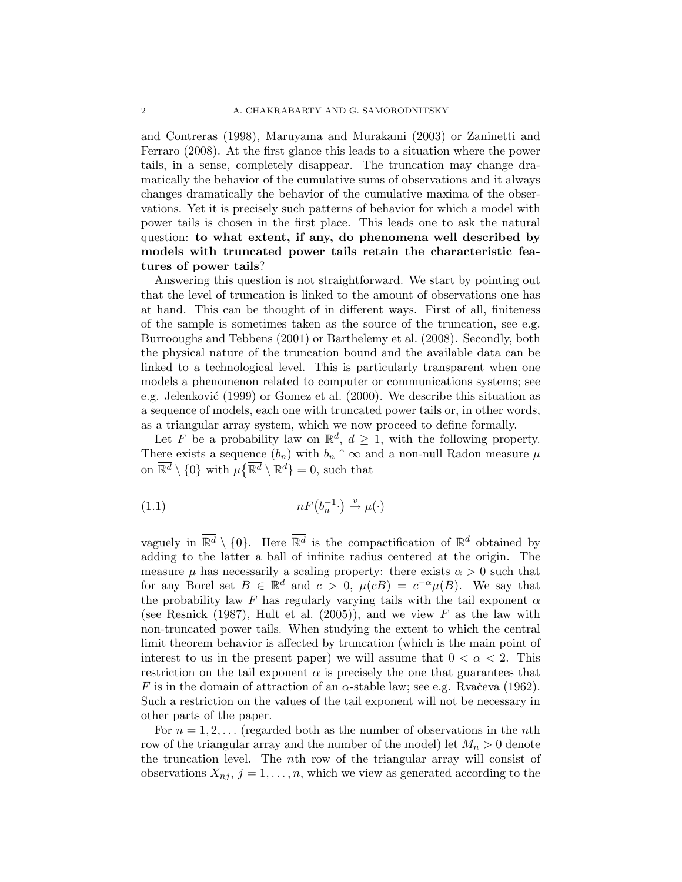and Contreras (1998), Maruyama and Murakami (2003) or Zaninetti and Ferraro (2008). At the first glance this leads to a situation where the power tails, in a sense, completely disappear. The truncation may change dramatically the behavior of the cumulative sums of observations and it always changes dramatically the behavior of the cumulative maxima of the observations. Yet it is precisely such patterns of behavior for which a model with power tails is chosen in the first place. This leads one to ask the natural question: **to what extent, if any, do phenomena well described by models with truncated power tails retain the characteristic features of power tails**?

Answering this question is not straightforward. We start by pointing out that the level of truncation is linked to the amount of observations one has at hand. This can be thought of in different ways. First of all, finiteness of the sample is sometimes taken as the source of the truncation, see e.g. Burrooughs and Tebbens (2001) or Barthelemy et al. (2008). Secondly, both the physical nature of the truncation bound and the available data can be linked to a technological level. This is particularly transparent when one models a phenomenon related to computer or communications systems; see e.g. Jelenković (1999) or Gomez et al. (2000). We describe this situation as a sequence of models, each one with truncated power tails or, in other words, as a triangular array system, which we now proceed to define formally.

Let $F$ be a probability law on $\mathbb{R}^d$, $d \geq 1$, with the following property. There exists a sequence $(b_n)$ with $b_n \uparrow \infty$ and a non-null Radon measure $\mu$ on $\overline{\mathbb{R}^d} \setminus \{0\}$ with $\mu\{\overline{\mathbb{R}^d} \setminus \mathbb{R}^d\} = 0$, such that

$$nF\big(b_n^{-1}\cdot\big) \xrightarrow{v} \mu(\cdot) \tag{1.1}$$

vaguely in $\overline{\mathbb{R}^d} \setminus \{0\}$. Here $\overline{\mathbb{R}^d}$ is the compactification of $\mathbb{R}^d$ obtained by adding to the latter a ball of infinite radius centered at the origin. The measure $\mu$ has necessarily a scaling property: there exists $\alpha > 0$ such that for any Borel set $B \in \mathbb{R}^d$ and $c > 0$, $\mu(cB) = c^{-\alpha}\mu(B)$. We say that the probability law $F$ has regularly varying tails with the tail exponent $\alpha$ (see Resnick (1987), Hult et al. (2005)), and we view $F$ as the law with non-truncated power tails. When studying the extent to which the central limit theorem behavior is affected by truncation (which is the main point of interest to us in the present paper) we will assume that $0 < \alpha < 2$. This restriction on the tail exponent $\alpha$ is precisely the one that guarantees that $F$ is in the domain of attraction of an $\alpha$-stable law; see e.g. Rvačeva (1962). Such a restriction on the values of the tail exponent will not be necessary in other parts of the paper.

For $n = 1, 2, \ldots$ (regarded both as the number of observations in the $n$th row of the triangular array and the number of the model) let $M_n > 0$ denote the truncation level. The $n$th row of the triangular array will consist of observations $X_{nj}$, $j = 1, \ldots, n$, which we view as generated according to the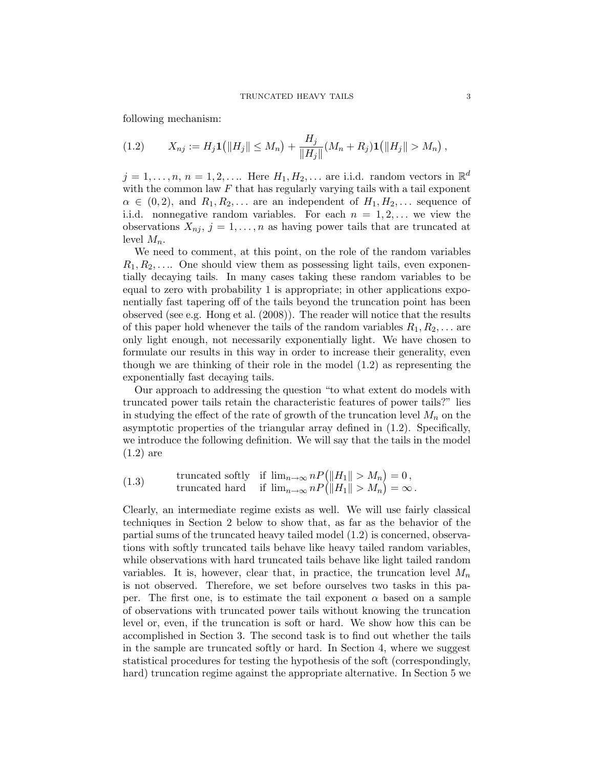following mechanism:

$$X_{nj} := H_j \mathbf{1}\big(\|H_j\| \le M_n\big) + \frac{H_j}{\|H_j\|}(M_n + R_j)\mathbf{1}\big(\|H_j\| > M_n\big)\,, \tag{1.2}$$

$j = 1, \ldots, n$, $n = 1, 2, \ldots$. Here $H_1, H_2, \ldots$ are i.i.d. random vectors in $\mathbb{R}^d$ with the common law $F$ that has regularly varying tails with a tail exponent $\alpha \in (0, 2)$, and $R_1, R_2, \ldots$ are an independent of $H_1, H_2, \ldots$ sequence of i.i.d. nonnegative random variables. For each $n = 1, 2, \ldots$ we view the observations $X_{nj}$, $j = 1, \ldots, n$ as having power tails that are truncated at level $M_n$.

We need to comment, at this point, on the role of the random variables $R_1, R_2, \ldots$. One should view them as possessing light tails, even exponentially decaying tails. In many cases taking these random variables to be equal to zero with probability 1 is appropriate; in other applications exponentially fast tapering off of the tails beyond the truncation point has been observed (see e.g. Hong et al. (2008)). The reader will notice that the results of this paper hold whenever the tails of the random variables $R_1, R_2, \ldots$ are only light enough, not necessarily exponentially light. We have chosen to formulate our results in this way in order to increase their generality, even though we are thinking of their role in the model (1.2) as representing the exponentially fast decaying tails.

Our approach to addressing the question "to what extent do models with truncated power tails retain the characteristic features of power tails?" lies in studying the effect of the rate of growth of the truncation level $M_n$ on the asymptotic properties of the triangular array defined in (1.2). Specifically, we introduce the following definition. We will say that the tails in the model (1.2) are

$$\begin{array}{ll} \text{truncated softly} & \text{if } \lim_{n\to\infty} nP\big(\|H_1\| > M_n\big) = 0\,, \\ \text{truncated hard} & \text{if } \lim_{n\to\infty} nP\big(\|H_1\| > M_n\big) = \infty\,. \end{array} \tag{1.3}$$

Clearly, an intermediate regime exists as well. We will use fairly classical techniques in Section 2 below to show that, as far as the behavior of the partial sums of the truncated heavy tailed model (1.2) is concerned, observations with softly truncated tails behave like heavy tailed random variables, while observations with hard truncated tails behave like light tailed random variables. It is, however, clear that, in practice, the truncation level $M_n$ is not observed. Therefore, we set before ourselves two tasks in this paper. The first one, is to estimate the tail exponent $\alpha$ based on a sample of observations with truncated power tails without knowing the truncation level or, even, if the truncation is soft or hard. We show how this can be accomplished in Section 3. The second task is to find out whether the tails in the sample are truncated softly or hard. In Section 4, where we suggest statistical procedures for testing the hypothesis of the soft (correspondingly, hard) truncation regime against the appropriate alternative. In Section 5 we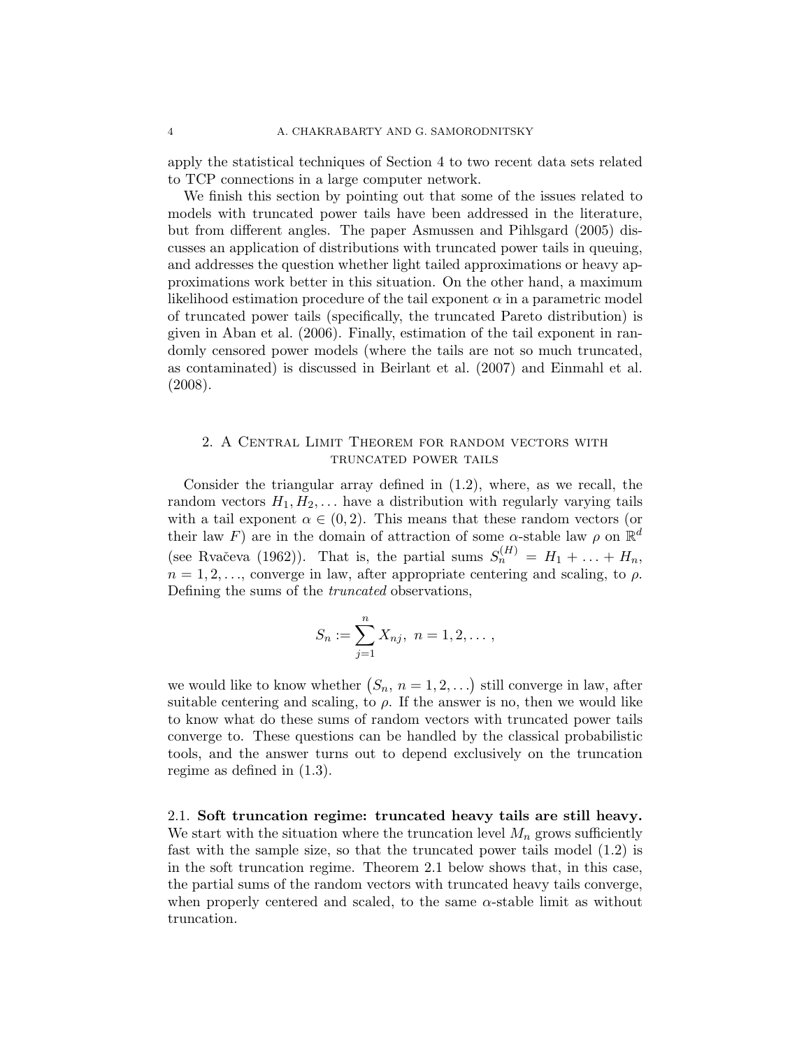apply the statistical techniques of Section 4 to two recent data sets related to TCP connections in a large computer network.

We finish this section by pointing out that some of the issues related to models with truncated power tails have been addressed in the literature, but from different angles. The paper Asmussen and Pihlsgard (2005) discusses an application of distributions with truncated power tails in queuing, and addresses the question whether light tailed approximations or heavy approximations work better in this situation. On the other hand, a maximum likelihood estimation procedure of the tail exponent $\alpha$ in a parametric model of truncated power tails (specifically, the truncated Pareto distribution) is given in Aban et al. (2006). Finally, estimation of the tail exponent in randomly censored power models (where the tails are not so much truncated, as contaminated) is discussed in Beirlant et al. (2007) and Einmahl et al. (2008).

## 2. A Central Limit Theorem for random vectors with truncated power tails

Consider the triangular array defined in (1.2), where, as we recall, the random vectors $H_1, H_2, \ldots$ have a distribution with regularly varying tails with a tail exponent $\alpha \in (0, 2)$. This means that these random vectors (or their law $F$) are in the domain of attraction of some $\alpha$-stable law $\rho$ on $\mathbb{R}^d$ (see Rvačeva (1962)). That is, the partial sums $S_n^{(H)} = H_1 + \ldots + H_n$, $n = 1, 2, \ldots$, converge in law, after appropriate centering and scaling, to $\rho$. Defining the sums of the *truncated* observations,

$$S_n := \sum_{j=1}^{n} X_{nj}, \; n = 1, 2, \ldots ,$$

we would like to know whether $\big(S_n, \, n = 1, 2, \ldots\big)$ still converge in law, after suitable centering and scaling, to $\rho$. If the answer is no, then we would like to know what do these sums of random vectors with truncated power tails converge to. These questions can be handled by the classical probabilistic tools, and the answer turns out to depend exclusively on the truncation regime as defined in (1.3).

### 2.1. Soft truncation regime: truncated heavy tails are still heavy.

We start with the situation where the truncation level $M_n$ grows sufficiently fast with the sample size, so that the truncated power tails model (1.2) is in the soft truncation regime. Theorem 2.1 below shows that, in this case, the partial sums of the random vectors with truncated heavy tails converge, when properly centered and scaled, to the same $\alpha$-stable limit as without truncation.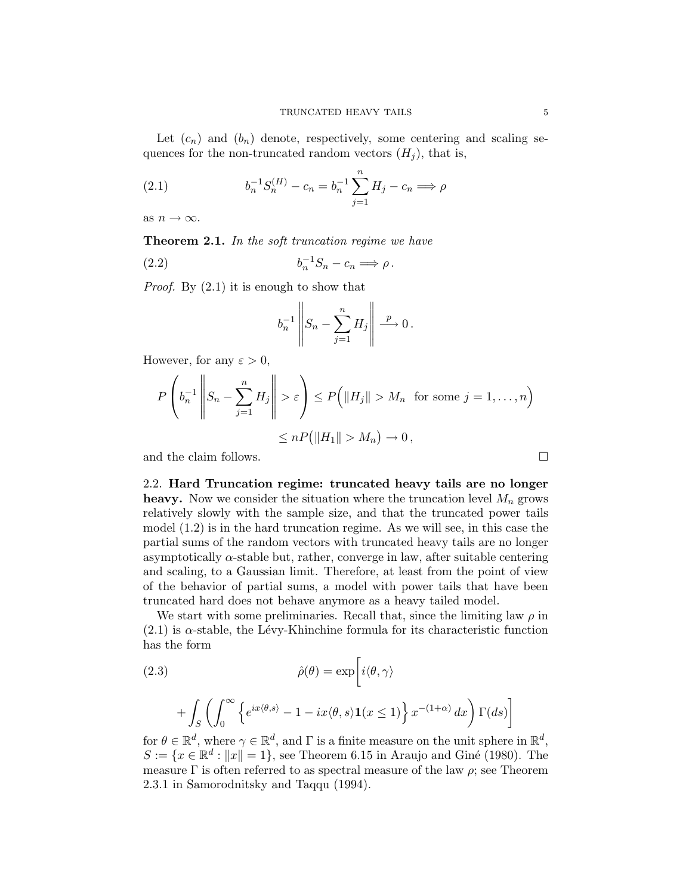Let $(c_n)$ and $(b_n)$ denote, respectively, some centering and scaling sequences for the non-truncated random vectors $(H_j)$, that is,

$$b_n^{-1} S_n^{(H)} - c_n = b_n^{-1} \sum_{j=1}^{n} H_j - c_n \Longrightarrow \rho \tag{2.1}$$

as $n \to \infty$.

**Theorem 2.1.** *In the soft truncation regime we have*

$$b_n^{-1} S_n - c_n \Longrightarrow \rho\,. \tag{2.2}$$

*Proof.* By (2.1) it is enough to show that

$$b_n^{-1} \left\| S_n - \sum_{j=1}^{n} H_j \right\| \xrightarrow{p} 0\,.$$

However, for any $\varepsilon > 0$,

$$P\left( b_n^{-1} \left\| S_n - \sum_{j=1}^{n} H_j \right\| > \varepsilon \right) \leq P\Big( \|H_j\| > M_n \ \text{ for some } j = 1, \dots, n \Big)$$

$$\leq nP\big( \|H_1\| > M_n \big) \to 0\,,$$

and the claim follows. $\square$

2.2. **Hard Truncation regime: truncated heavy tails are no longer heavy.** Now we consider the situation where the truncation level $M_n$ grows relatively slowly with the sample size, and that the truncated power tails model (1.2) is in the hard truncation regime. As we will see, in this case the partial sums of the random vectors with truncated heavy tails are no longer asymptotically $\alpha$-stable but, rather, converge in law, after suitable centering and scaling, to a Gaussian limit. Therefore, at least from the point of view of the behavior of partial sums, a model with power tails that have been truncated hard does not behave anymore as a heavy tailed model.

We start with some preliminaries. Recall that, since the limiting law $\rho$ in (2.1) is $\alpha$-stable, the Lévy-Khinchine formula for its characteristic function has the form

$$\hat{\rho}(\theta) = \exp\Bigg[ i\langle \theta, \gamma \rangle + \int_S \left( \int_0^\infty \left\{ e^{ix\langle \theta, s\rangle} - 1 - ix\langle \theta, s\rangle \mathbf{1}(x \leq 1) \right\} x^{-(1+\alpha)}\, dx \right) \Gamma(ds) \Bigg] \tag{2.3}$$

for $\theta \in \mathbb{R}^d$, where $\gamma \in \mathbb{R}^d$, and $\Gamma$ is a finite measure on the unit sphere in $\mathbb{R}^d$, $S := \{x \in \mathbb{R}^d : \|x\| = 1\}$, see Theorem 6.15 in Araujo and Giné (1980). The measure $\Gamma$ is often referred to as spectral measure of the law $\rho$; see Theorem 2.3.1 in Samorodnitsky and Taqqu (1994).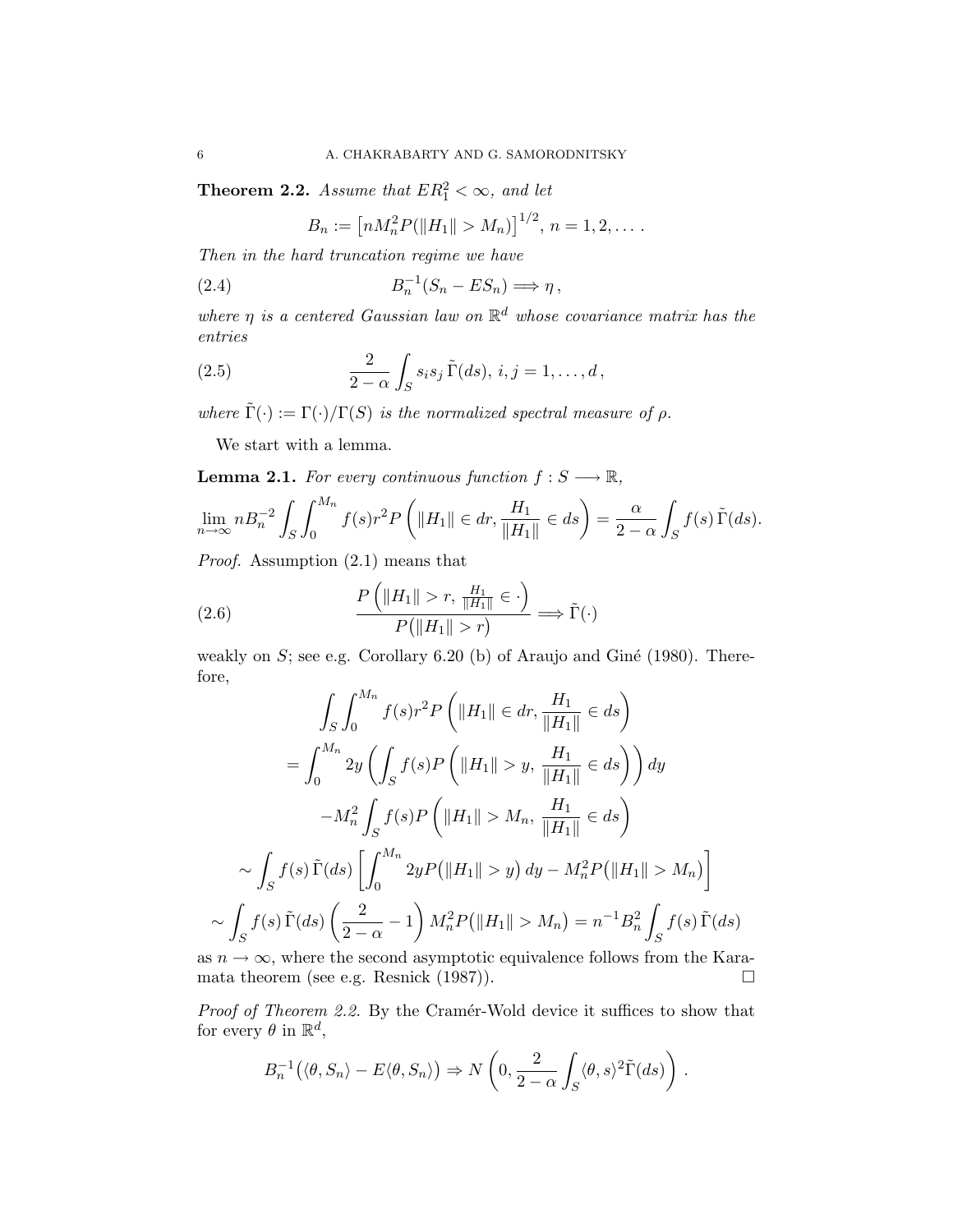**Theorem 2.2.** *Assume that $ER_1^2 < \infty$, and let*

$$B_n := \left[ n M_n^2 P(\|H_1\| > M_n) \right]^{1/2}, \, n = 1, 2, \ldots .$$

*Then in the hard truncation regime we have*

$$B_n^{-1}(S_n - ES_n) \Longrightarrow \eta \, , \tag{2.4}$$

*where $\eta$ is a centered Gaussian law on $\mathbb{R}^d$ whose covariance matrix has the entries*

$$\frac{2}{2-\alpha} \int_S s_i s_j \, \tilde{\Gamma}(ds), \, i, j = 1, \ldots, d \, , \tag{2.5}$$

*where $\tilde{\Gamma}(\cdot) := \Gamma(\cdot)/\Gamma(S)$ is the normalized spectral measure of $\rho$.*

We start with a lemma.

**Lemma 2.1.** *For every continuous function $f : S \longrightarrow \mathbb{R}$,*

$$\lim_{n \to \infty} n B_n^{-2} \int_S \int_0^{M_n} f(s) r^2 P\left( \|H_1\| \in dr, \frac{H_1}{\|H_1\|} \in ds \right) = \frac{\alpha}{2-\alpha} \int_S f(s) \, \tilde{\Gamma}(ds).$$

*Proof.* Assumption (2.1) means that

$$\frac{P\left( \|H_1\| > r, \, \frac{H_1}{\|H_1\|} \in \cdot \right)}{P\big(\|H_1\| > r\big)} \Longrightarrow \tilde{\Gamma}(\cdot) \tag{2.6}$$

weakly on $S$; see e.g. Corollary 6.20 (b) of Araujo and Giné (1980). Therefore,

$$\begin{aligned}
&\int_S \int_0^{M_n} f(s) r^2 P\left( \|H_1\| \in dr, \frac{H_1}{\|H_1\|} \in ds \right) \\
&= \int_0^{M_n} 2y \left( \int_S f(s) P\left( \|H_1\| > y, \, \frac{H_1}{\|H_1\|} \in ds \right) \right) dy \\
&\quad - M_n^2 \int_S f(s) P\left( \|H_1\| > M_n, \, \frac{H_1}{\|H_1\|} \in ds \right) \\
&\sim \int_S f(s) \, \tilde{\Gamma}(ds) \left[ \int_0^{M_n} 2y P\big(\|H_1\| > y\big) \, dy - M_n^2 P\big(\|H_1\| > M_n\big) \right] \\
&\sim \int_S f(s) \, \tilde{\Gamma}(ds) \left( \frac{2}{2-\alpha} - 1 \right) M_n^2 P\big(\|H_1\| > M_n\big) = n^{-1} B_n^2 \int_S f(s) \, \tilde{\Gamma}(ds)
\end{aligned}$$

as $n \to \infty$, where the second asymptotic equivalence follows from the Karamata theorem (see e.g. Resnick (1987)). $\square$

*Proof of Theorem 2.2.* By the Cramér-Wold device it suffices to show that for every $\theta$ in $\mathbb{R}^d$,

$$B_n^{-1}\big( \langle \theta, S_n \rangle - E \langle \theta, S_n \rangle \big) \Rightarrow N\left( 0, \frac{2}{2-\alpha} \int_S \langle \theta, s \rangle^2 \tilde{\Gamma}(ds) \right) .$$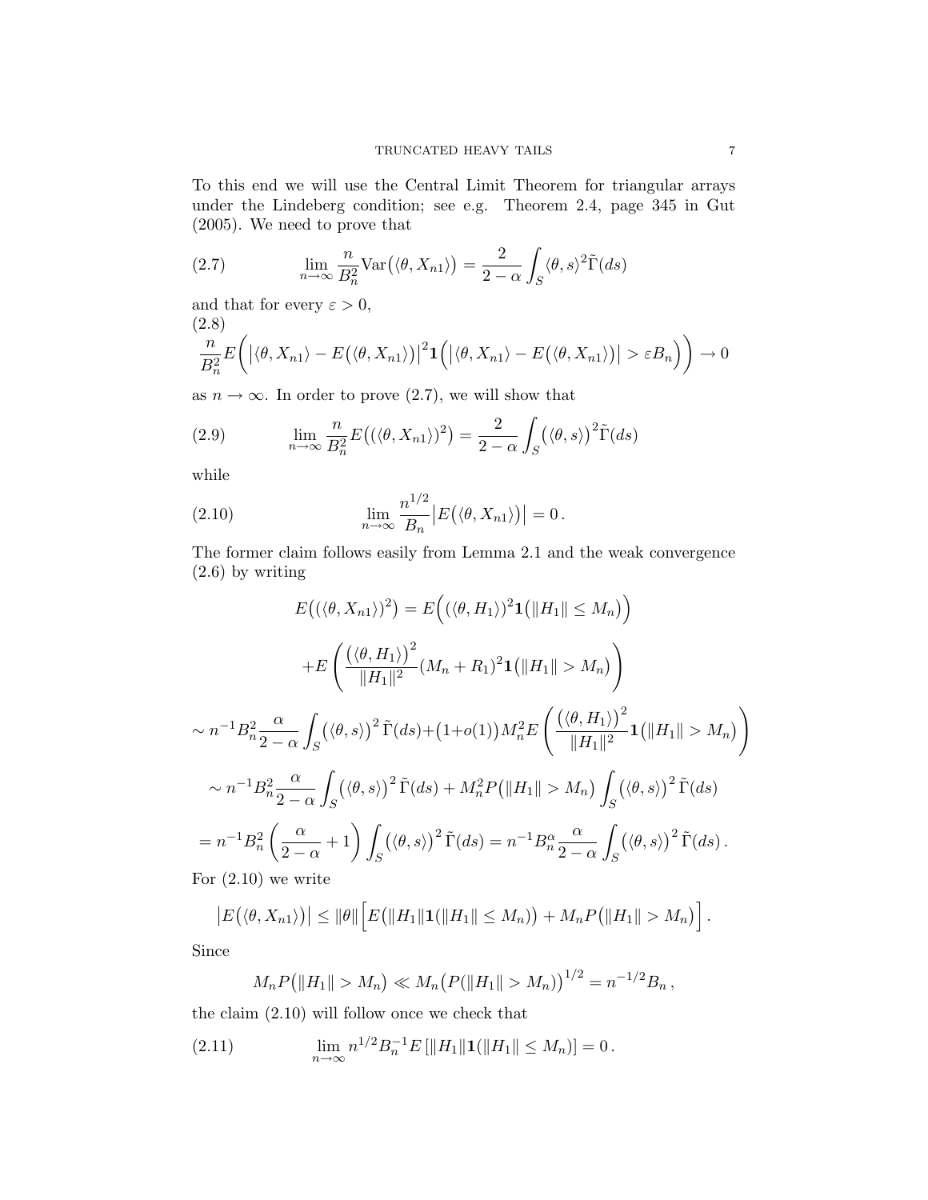To this end we will use the Central Limit Theorem for triangular arrays under the Lindeberg condition; see e.g. Theorem 2.4, page 345 in Gut (2005). We need to prove that

$$\lim_{n\to\infty} \frac{n}{B_n^2}\mathrm{Var}\big(\langle \theta, X_{n1}\rangle\big) = \frac{2}{2-\alpha}\int_S \langle \theta, s\rangle^2 \tilde\Gamma(ds) \tag{2.7}$$

and that for every $\varepsilon > 0$,

$$\frac{n}{B_n^2} E\Big( \big|\langle \theta, X_{n1}\rangle - E\big(\langle \theta, X_{n1}\rangle\big)\big|^2 \mathbf{1}\Big(\big|\langle \theta, X_{n1}\rangle - E\big(\langle \theta, X_{n1}\rangle\big)\big| > \varepsilon B_n\Big)\Big) \to 0 \tag{2.8}$$

as $n \to \infty$. In order to prove (2.7), we will show that

$$\lim_{n\to\infty} \frac{n}{B_n^2} E\big((\langle \theta, X_{n1}\rangle)^2\big) = \frac{2}{2-\alpha}\int_S \big(\langle \theta, s\rangle\big)^2 \tilde\Gamma(ds) \tag{2.9}$$

while

$$\lim_{n\to\infty} \frac{n^{1/2}}{B_n}\big|E\big(\langle \theta, X_{n1}\rangle\big)\big| = 0\,. \tag{2.10}$$

The former claim follows easily from Lemma 2.1 and the weak convergence (2.6) by writing

$$E\big((\langle \theta, X_{n1}\rangle)^2\big) = E\Big((\langle \theta, H_1\rangle)^2 \mathbf{1}\big(\|H_1\| \le M_n\big)\Big)$$

$$+E\left(\frac{\big(\langle \theta, H_1\rangle\big)^2}{\|H_1\|^2}(M_n + R_1)^2 \mathbf{1}\big(\|H_1\| > M_n\big)\right)$$

$$\sim n^{-1}B_n^2 \frac{\alpha}{2-\alpha}\int_S \big(\langle \theta, s\rangle\big)^2 \tilde\Gamma(ds) + \big(1+o(1)\big)M_n^2 E\left(\frac{\big(\langle \theta, H_1\rangle\big)^2}{\|H_1\|^2}\mathbf{1}\big(\|H_1\| > M_n\big)\right)$$

$$\sim n^{-1}B_n^2 \frac{\alpha}{2-\alpha}\int_S \big(\langle \theta, s\rangle\big)^2 \tilde\Gamma(ds) + M_n^2 P\big(\|H_1\| > M_n\big)\int_S \big(\langle \theta, s\rangle\big)^2 \tilde\Gamma(ds)$$

$$= n^{-1}B_n^2 \left(\frac{\alpha}{2-\alpha} + 1\right)\int_S \big(\langle \theta, s\rangle\big)^2 \tilde\Gamma(ds) = n^{-1}B_n^\alpha \frac{\alpha}{2-\alpha}\int_S \big(\langle \theta, s\rangle\big)^2 \tilde\Gamma(ds)\,.$$

For (2.10) we write

$$\big|E\big(\langle \theta, X_{n1}\rangle\big)\big| \le \|\theta\| \Big[E\big(\|H_1\|\mathbf{1}(\|H_1\| \le M_n)\big) + M_n P\big(\|H_1\| > M_n\big)\Big]\,.$$

Since

$$M_n P\big(\|H_1\| > M_n\big) \ll M_n\big(P(\|H_1\| > M_n)\big)^{1/2} = n^{-1/2}B_n\,,$$

the claim (2.10) will follow once we check that

$$\lim_{n\to\infty} n^{1/2}B_n^{-1} E\left[\|H_1\|\mathbf{1}(\|H_1\| \le M_n)\right] = 0\,. \tag{2.11}$$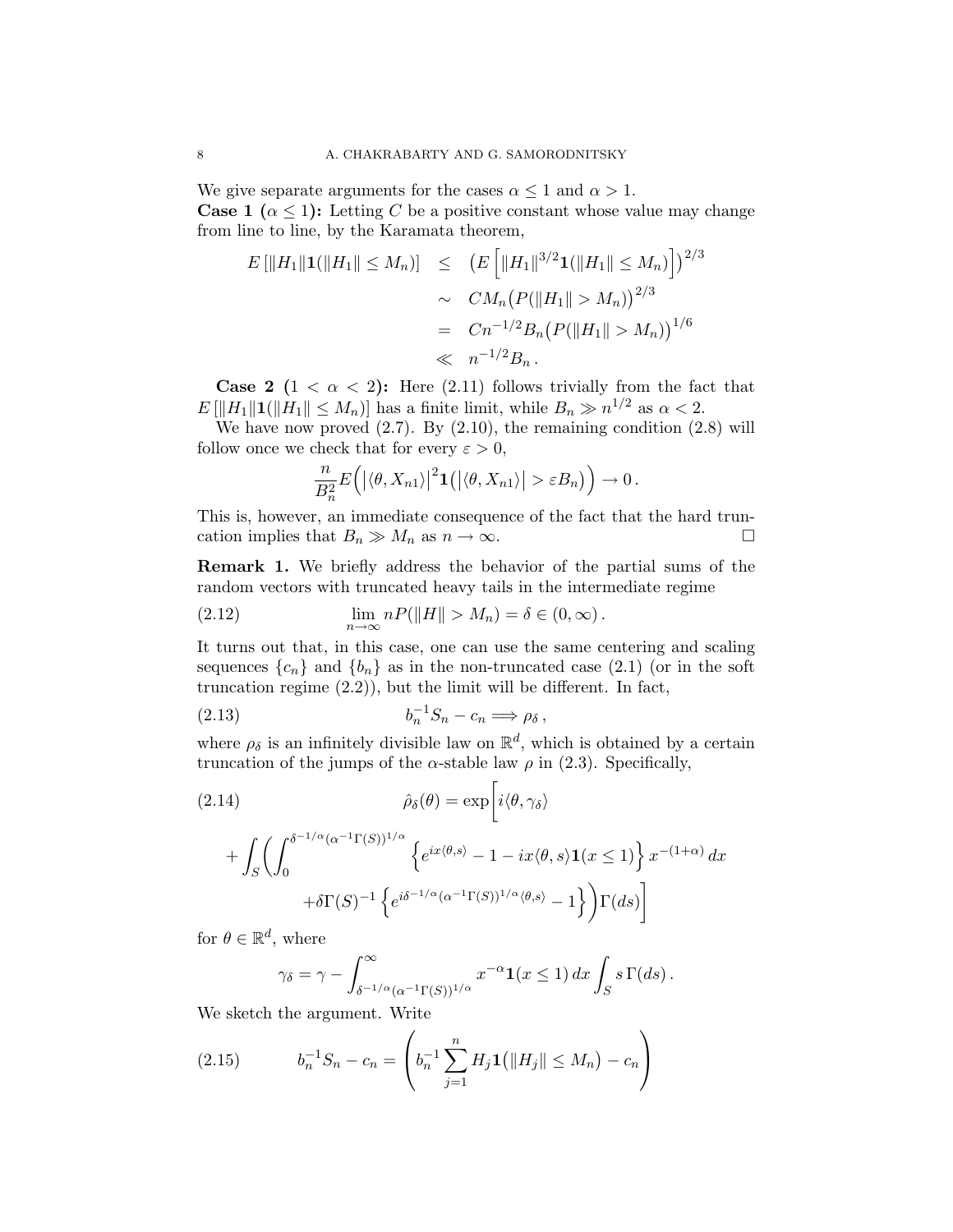We give separate arguments for the cases $\alpha \le 1$ and $\alpha > 1$.

**Case 1 ($\alpha \le 1$):** Letting $C$ be a positive constant whose value may change from line to line, by the Karamata theorem,

$$
\begin{aligned}
E\left[\|H_1\|\mathbf{1}(\|H_1\| \le M_n)\right] &\le \left(E\left[\|H_1\|^{3/2}\mathbf{1}(\|H_1\| \le M_n)\right]\right)^{2/3} \\
&\sim CM_n\big(P(\|H_1\| > M_n)\big)^{2/3} \\
&= Cn^{-1/2}B_n\big(P(\|H_1\| > M_n)\big)^{1/6} \\
&\ll n^{-1/2}B_n\,.
\end{aligned}
$$

**Case 2 ($1 < \alpha < 2$):** Here (2.11) follows trivially from the fact that $E\left[\|H_1\|\mathbf{1}(\|H_1\| \le M_n)\right]$ has a finite limit, while $B_n \gg n^{1/2}$ as $\alpha < 2$.

We have now proved (2.7). By (2.10), the remaining condition (2.8) will follow once we check that for every $\varepsilon > 0$,

$$
\frac{n}{B_n^2}E\Big(\big|\langle\theta, X_{n1}\rangle\big|^2\mathbf{1}\big(\big|\langle\theta, X_{n1}\rangle\big| > \varepsilon B_n\big)\Big) \to 0\,.
$$

This is, however, an immediate consequence of the fact that the hard truncation implies that $B_n \gg M_n$ as $n \to \infty$. $\square$

**Remark 1.** We briefly address the behavior of the partial sums of the random vectors with truncated heavy tails in the intermediate regime

$$
\lim_{n\to\infty} nP(\|H\| > M_n) = \delta \in (0,\infty)\,. \tag{2.12}
$$

It turns out that, in this case, one can use the same centering and scaling sequences $\{c_n\}$ and $\{b_n\}$ as in the non-truncated case (2.1) (or in the soft truncation regime (2.2)), but the limit will be different. In fact,

$$
b_n^{-1}S_n - c_n \Longrightarrow \rho_\delta\,, \tag{2.13}
$$

where $\rho_\delta$ is an infinitely divisible law on $\mathbb{R}^d$, which is obtained by a certain truncation of the jumps of the $\alpha$-stable law $\rho$ in (2.3). Specifically,

$$
\begin{aligned}
\hat\rho_\delta(\theta) = \exp\Bigg[ & i\langle\theta,\gamma_\delta\rangle \\
& + \int_S\bigg(\int_0^{\delta^{-1/\alpha}(\alpha^{-1}\Gamma(S))^{1/\alpha}}\Big\{e^{ix\langle\theta,s\rangle} - 1 - ix\langle\theta,s\rangle\mathbf{1}(x \le 1)\Big\}\,x^{-(1+\alpha)}\,dx \\
& + \delta\Gamma(S)^{-1}\Big\{e^{i\delta^{-1/\alpha}(\alpha^{-1}\Gamma(S))^{1/\alpha}\langle\theta,s\rangle} - 1\Big\}\bigg)\Gamma(ds)\Bigg]
\end{aligned} \tag{2.14}
$$

for $\theta \in \mathbb{R}^d$, where

$$
\gamma_\delta = \gamma - \int_{\delta^{-1/\alpha}(\alpha^{-1}\Gamma(S))^{1/\alpha}}^\infty x^{-\alpha}\mathbf{1}(x \le 1)\,dx\int_S s\,\Gamma(ds)\,.
$$

We sketch the argument. Write

$$
b_n^{-1}S_n - c_n = \left(b_n^{-1}\sum_{j=1}^n H_j\mathbf{1}\big(\|H_j\| \le M_n\big) - c_n\right) \tag{2.15}
$$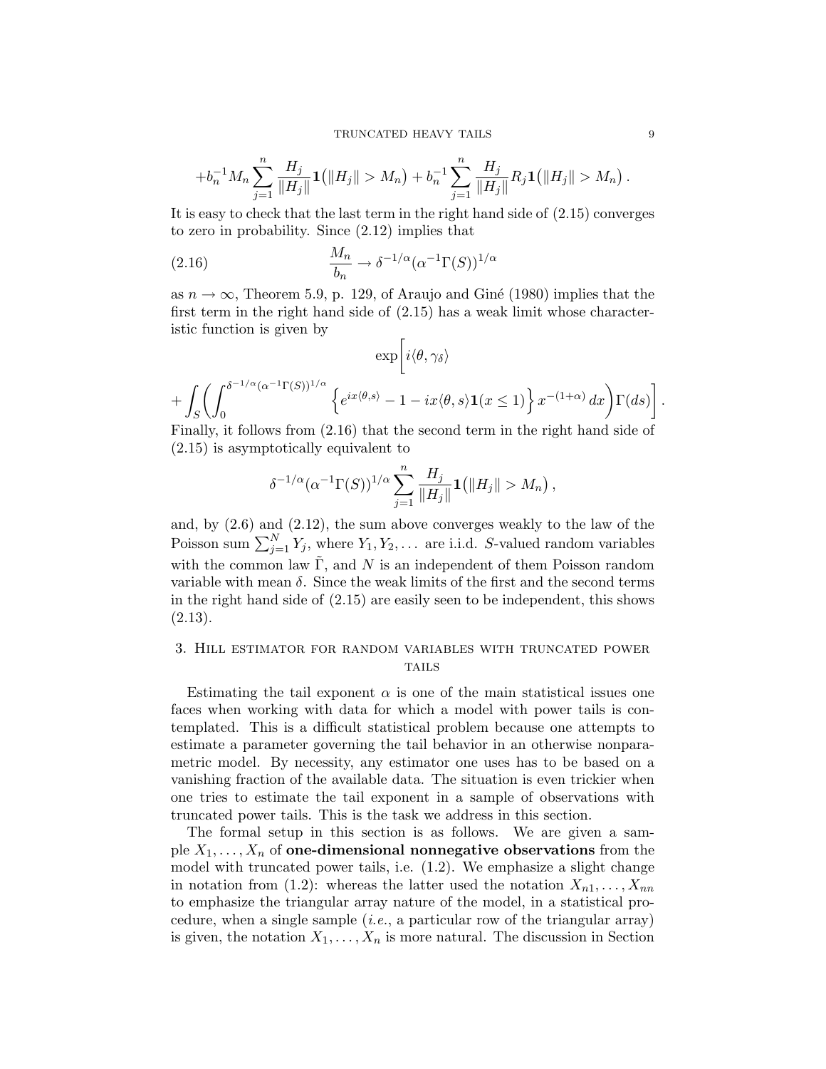$$+b_n^{-1} M_n \sum_{j=1}^{n} \frac{H_j}{\|H_j\|} \mathbf{1}\big(\|H_j\| > M_n\big) + b_n^{-1} \sum_{j=1}^{n} \frac{H_j}{\|H_j\|} R_j \mathbf{1}\big(\|H_j\| > M_n\big) .$$

It is easy to check that the last term in the right hand side of (2.15) converges to zero in probability. Since (2.12) implies that

$$\frac{M_n}{b_n} \to \delta^{-1/\alpha} (\alpha^{-1} \Gamma(S))^{1/\alpha} \tag{2.16}$$

as $n \to \infty$, Theorem 5.9, p. 129, of Araujo and Giné (1980) implies that the first term in the right hand side of (2.15) has a weak limit whose characteristic function is given by

$$\exp\Bigg[ i\langle \theta, \gamma_\delta \rangle$$

$$+ \int_S \bigg( \int_0^{\delta^{-1/\alpha}(\alpha^{-1}\Gamma(S))^{1/\alpha}} \Big\{ e^{ix\langle \theta, s\rangle} - 1 - ix\langle \theta, s\rangle \mathbf{1}(x \le 1) \Big\} x^{-(1+\alpha)}\, dx \bigg) \Gamma(ds) \Bigg] .$$

Finally, it follows from (2.16) that the second term in the right hand side of (2.15) is asymptotically equivalent to

$$\delta^{-1/\alpha} (\alpha^{-1}\Gamma(S))^{1/\alpha} \sum_{j=1}^{n} \frac{H_j}{\|H_j\|} \mathbf{1}\big(\|H_j\| > M_n\big) ,$$

and, by (2.6) and (2.12), the sum above converges weakly to the law of the Poisson sum $\sum_{j=1}^{N} Y_j$, where $Y_1, Y_2, \ldots$ are i.i.d. $S$-valued random variables with the common law $\tilde{\Gamma}$, and $N$ is an independent of them Poisson random variable with mean $\delta$. Since the weak limits of the first and the second terms in the right hand side of (2.15) are easily seen to be independent, this shows (2.13).

## 3. Hill estimator for random variables with truncated power tails

Estimating the tail exponent $\alpha$ is one of the main statistical issues one faces when working with data for which a model with power tails is contemplated. This is a difficult statistical problem because one attempts to estimate a parameter governing the tail behavior in an otherwise nonparametric model. By necessity, any estimator one uses has to be based on a vanishing fraction of the available data. The situation is even trickier when one tries to estimate the tail exponent in a sample of observations with truncated power tails. This is the task we address in this section.

The formal setup in this section is as follows. We are given a sample $X_1, \ldots, X_n$ of **one-dimensional nonnegative observations** from the model with truncated power tails, i.e. (1.2). We emphasize a slight change in notation from (1.2): whereas the latter used the notation $X_{n1}, \ldots, X_{nn}$ to emphasize the triangular array nature of the model, in a statistical procedure, when a single sample (*i.e.*, a particular row of the triangular array) is given, the notation $X_1, \ldots, X_n$ is more natural. The discussion in Section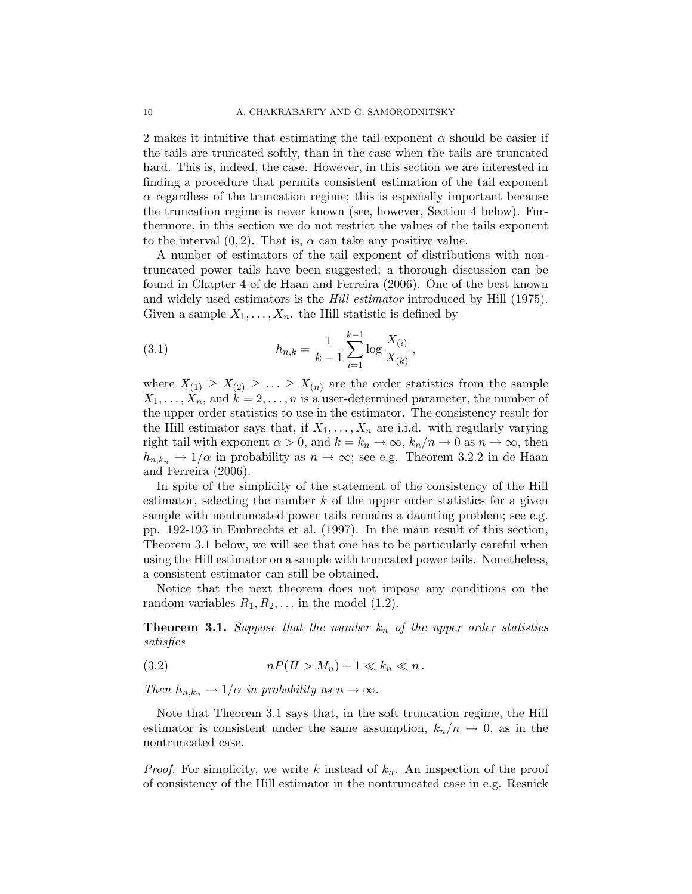2 makes it intuitive that estimating the tail exponent $\alpha$ should be easier if the tails are truncated softly, than in the case when the tails are truncated hard. This is, indeed, the case. However, in this section we are interested in finding a procedure that permits consistent estimation of the tail exponent $\alpha$ regardless of the truncation regime; this is especially important because the truncation regime is never known (see, however, Section 4 below). Furthermore, in this section we do not restrict the values of the tails exponent to the interval $(0, 2)$. That is, $\alpha$ can take any positive value.

A number of estimators of the tail exponent of distributions with nontruncated power tails have been suggested; a thorough discussion can be found in Chapter 4 of de Haan and Ferreira (2006). One of the best known and widely used estimators is the *Hill estimator* introduced by Hill (1975). Given a sample $X_1, \ldots, X_n$. the Hill statistic is defined by

$$h_{n,k} = \frac{1}{k-1} \sum_{i=1}^{k-1} \log \frac{X_{(i)}}{X_{(k)}} \,, \tag{3.1}$$

where $X_{(1)} \geq X_{(2)} \geq \ldots \geq X_{(n)}$ are the order statistics from the sample $X_1, \ldots, X_n$, and $k = 2, \ldots, n$ is a user-determined parameter, the number of the upper order statistics to use in the estimator. The consistency result for the Hill estimator says that, if $X_1, \ldots, X_n$ are i.i.d. with regularly varying right tail with exponent $\alpha > 0$, and $k = k_n \to \infty$, $k_n/n \to 0$ as $n \to \infty$, then $h_{n,k_n} \to 1/\alpha$ in probability as $n \to \infty$; see e.g. Theorem 3.2.2 in de Haan and Ferreira (2006).

In spite of the simplicity of the statement of the consistency of the Hill estimator, selecting the number $k$ of the upper order statistics for a given sample with nontruncated power tails remains a daunting problem; see e.g. pp. 192-193 in Embrechts et al. (1997). In the main result of this section, Theorem 3.1 below, we will see that one has to be particularly careful when using the Hill estimator on a sample with truncated power tails. Nonetheless, a consistent estimator can still be obtained.

Notice that the next theorem does not impose any conditions on the random variables $R_1, R_2, \ldots$ in the model (1.2).

**Theorem 3.1.** *Suppose that the number $k_n$ of the upper order statistics satisfies*

$$nP(H > M_n) + 1 \ll k_n \ll n \,. \tag{3.2}$$

*Then $h_{n,k_n} \to 1/\alpha$ in probability as $n \to \infty$.*

Note that Theorem 3.1 says that, in the soft truncation regime, the Hill estimator is consistent under the same assumption, $k_n/n \to 0$, as in the nontruncated case.

*Proof.* For simplicity, we write $k$ instead of $k_n$. An inspection of the proof of consistency of the Hill estimator in the nontruncated case in e.g. Resnick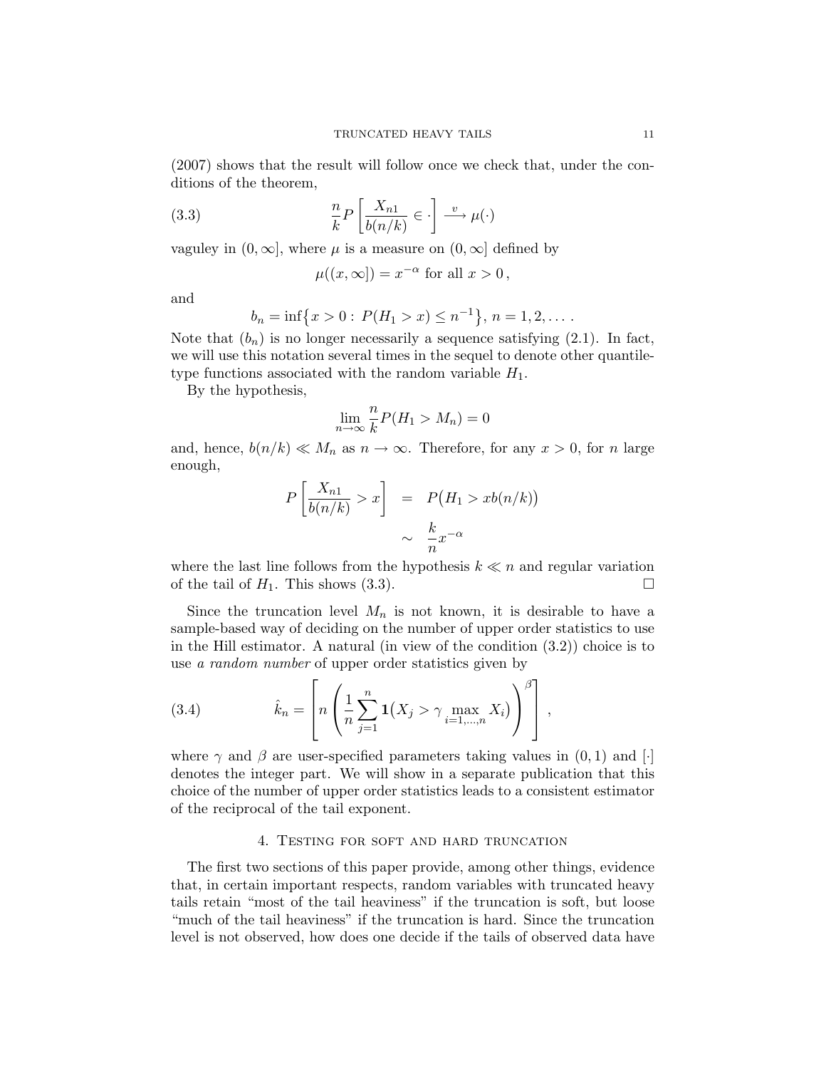(2007) shows that the result will follow once we check that, under the conditions of the theorem,

$$\frac{n}{k} P\left[\frac{X_{n1}}{b(n/k)} \in \cdot\right] \xrightarrow{v} \mu(\cdot) \tag{3.3}$$

vaguley in $(0, \infty]$, where $\mu$ is a measure on $(0, \infty]$ defined by

$$\mu((x, \infty]) = x^{-\alpha} \text{ for all } x > 0\,,$$

and

$$b_n = \inf\{x > 0 : P(H_1 > x) \le n^{-1}\},\ n = 1, 2, \ldots\,.$$

Note that $(b_n)$ is no longer necessarily a sequence satisfying (2.1). In fact, we will use this notation several times in the sequel to denote other quantile-type functions associated with the random variable $H_1$.

By the hypothesis,

$$\lim_{n\to\infty} \frac{n}{k} P(H_1 > M_n) = 0$$

and, hence, $b(n/k) \ll M_n$ as $n \to \infty$. Therefore, for any $x > 0$, for $n$ large enough,

$$\begin{aligned} P\left[\frac{X_{n1}}{b(n/k)} > x\right] &= P\big(H_1 > x b(n/k)\big) \\ &\sim \frac{k}{n} x^{-\alpha} \end{aligned}$$

where the last line follows from the hypothesis $k \ll n$ and regular variation of the tail of $H_1$. This shows (3.3). $\square$

Since the truncation level $M_n$ is not known, it is desirable to have a sample-based way of deciding on the number of upper order statistics to use in the Hill estimator. A natural (in view of the condition (3.2)) choice is to use *a random number* of upper order statistics given by

$$\hat{k}_n = \left[ n \left( \frac{1}{n} \sum_{j=1}^{n} \mathbf{1}\big(X_j > \gamma \max_{i=1,\ldots,n} X_i\big) \right)^{\beta} \right], \tag{3.4}$$

where $\gamma$ and $\beta$ are user-specified parameters taking values in $(0, 1)$ and $[\cdot]$ denotes the integer part. We will show in a separate publication that this choice of the number of upper order statistics leads to a consistent estimator of the reciprocal of the tail exponent.

## 4. Testing for soft and hard truncation

The first two sections of this paper provide, among other things, evidence that, in certain important respects, random variables with truncated heavy tails retain "most of the tail heaviness" if the truncation is soft, but loose "much of the tail heaviness" if the truncation is hard. Since the truncation level is not observed, how does one decide if the tails of observed data have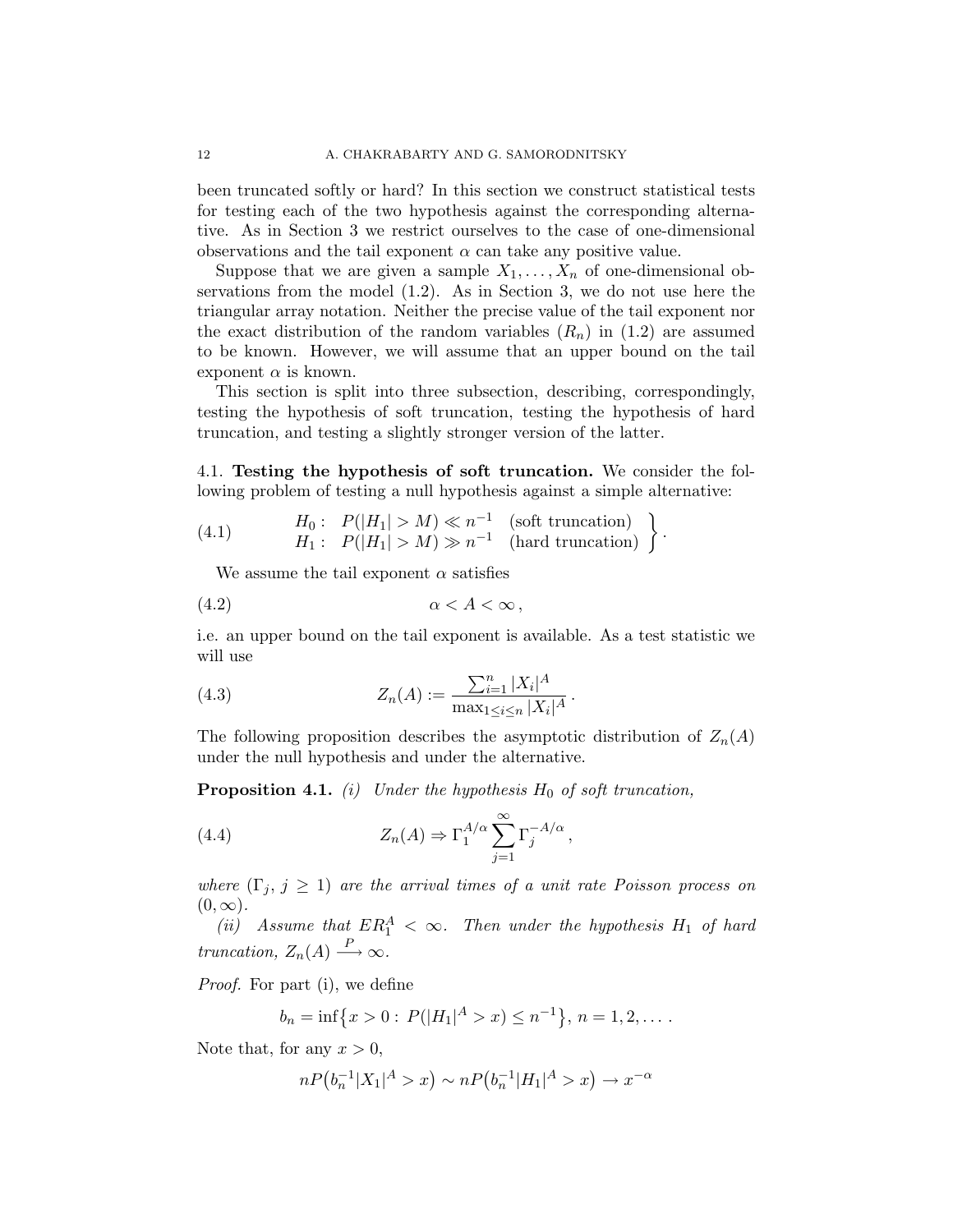been truncated softly or hard? In this section we construct statistical tests for testing each of the two hypothesis against the corresponding alternative. As in Section 3 we restrict ourselves to the case of one-dimensional observations and the tail exponent $\alpha$ can take any positive value.

Suppose that we are given a sample $X_1, \ldots, X_n$ of one-dimensional observations from the model (1.2). As in Section 3, we do not use here the triangular array notation. Neither the precise value of the tail exponent nor the exact distribution of the random variables $(R_n)$ in (1.2) are assumed to be known. However, we will assume that an upper bound on the tail exponent $\alpha$ is known.

This section is split into three subsection, describing, correspondingly, testing the hypothesis of soft truncation, testing the hypothesis of hard truncation, and testing a slightly stronger version of the latter.

4.1. **Testing the hypothesis of soft truncation.** We consider the following problem of testing a null hypothesis against a simple alternative:

$$\left.\begin{array}{ll} H_0: & P(|H_1| > M) \ll n^{-1} \quad \text{(soft truncation)} \\ H_1: & P(|H_1| > M) \gg n^{-1} \quad \text{(hard truncation)} \end{array}\right\}. \tag{4.1}$$

We assume the tail exponent $\alpha$ satisfies

$$\alpha < A < \infty, \tag{4.2}$$

i.e. an upper bound on the tail exponent is available. As a test statistic we will use

$$Z_n(A) := \frac{\sum_{i=1}^n |X_i|^A}{\max_{1\le i\le n} |X_i|^A}. \tag{4.3}$$

The following proposition describes the asymptotic distribution of $Z_n(A)$ under the null hypothesis and under the alternative.

**Proposition 4.1.** *(i) Under the hypothesis $H_0$ of soft truncation,*

$$Z_n(A) \Rightarrow \Gamma_1^{A/\alpha} \sum_{j=1}^{\infty} \Gamma_j^{-A/\alpha}, \tag{4.4}$$

*where $(\Gamma_j,\, j \ge 1)$ are the arrival times of a unit rate Poisson process on $(0, \infty)$.*

*(ii) Assume that $ER_1^A < \infty$. Then under the hypothesis $H_1$ of hard truncation, $Z_n(A) \stackrel{P}{\longrightarrow} \infty$.*

*Proof.* For part (i), we define

$$b_n = \inf\{x > 0 : P(|H_1|^A > x) \le n^{-1}\},\ n = 1, 2, \ldots.$$

Note that, for any $x > 0$,

$$nP\big(b_n^{-1}|X_1|^A > x\big) \sim nP\big(b_n^{-1}|H_1|^A > x\big) \to x^{-\alpha}$$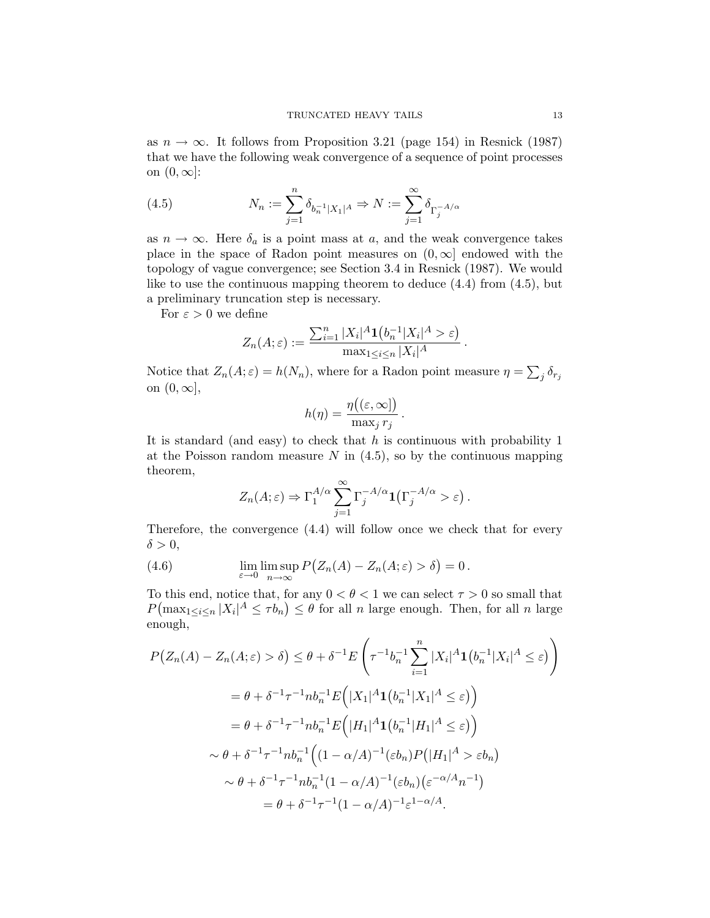as $n \to \infty$. It follows from Proposition 3.21 (page 154) in Resnick (1987) that we have the following weak convergence of a sequence of point processes on $(0, \infty]$:

$$N_n := \sum_{j=1}^{n} \delta_{b_n^{-1}|X_1|^A} \Rightarrow N := \sum_{j=1}^{\infty} \delta_{\Gamma_j^{-A/\alpha}} \tag{4.5}$$

as $n \to \infty$. Here $\delta_a$ is a point mass at $a$, and the weak convergence takes place in the space of Radon point measures on $(0, \infty]$ endowed with the topology of vague convergence; see Section 3.4 in Resnick (1987). We would like to use the continuous mapping theorem to deduce (4.4) from (4.5), but a preliminary truncation step is necessary.

For $\varepsilon > 0$ we define

$$Z_n(A; \varepsilon) := \frac{\sum_{i=1}^{n} |X_i|^A \mathbf{1}\big(b_n^{-1}|X_i|^A > \varepsilon\big)}{\max_{1 \le i \le n} |X_i|^A}.$$

Notice that $Z_n(A; \varepsilon) = h(N_n)$, where for a Radon point measure $\eta = \sum_j \delta_{r_j}$ on $(0, \infty]$,

$$h(\eta) = \frac{\eta\big((\varepsilon, \infty]\big)}{\max_j r_j}.$$

It is standard (and easy) to check that $h$ is continuous with probability 1 at the Poisson random measure $N$ in (4.5), so by the continuous mapping theorem,

$$Z_n(A; \varepsilon) \Rightarrow \Gamma_1^{A/\alpha} \sum_{j=1}^{\infty} \Gamma_j^{-A/\alpha} \mathbf{1}\big(\Gamma_j^{-A/\alpha} > \varepsilon\big).$$

Therefore, the convergence (4.4) will follow once we check that for every $\delta > 0$,

$$\lim_{\varepsilon \to 0} \limsup_{n \to \infty} P\big(Z_n(A) - Z_n(A; \varepsilon) > \delta\big) = 0. \tag{4.6}$$

To this end, notice that, for any $0 < \theta < 1$ we can select $\tau > 0$ so small that $P\big(\max_{1 \le i \le n} |X_i|^A \le \tau b_n\big) \le \theta$ for all $n$ large enough. Then, for all $n$ large enough,

$$\begin{aligned}
P\big(Z_n(A) - Z_n(A; \varepsilon) > \delta\big) &\le \theta + \delta^{-1} E\left(\tau^{-1} b_n^{-1} \sum_{i=1}^{n} |X_i|^A \mathbf{1}\big(b_n^{-1}|X_i|^A \le \varepsilon\big)\right) \\
&= \theta + \delta^{-1}\tau^{-1} n b_n^{-1} E\Big(|X_1|^A \mathbf{1}\big(b_n^{-1}|X_1|^A \le \varepsilon\big)\Big) \\
&= \theta + \delta^{-1}\tau^{-1} n b_n^{-1} E\Big(|H_1|^A \mathbf{1}\big(b_n^{-1}|H_1|^A \le \varepsilon\big)\Big) \\
&\sim \theta + \delta^{-1}\tau^{-1} n b_n^{-1} \Big((1 - \alpha/A)^{-1}(\varepsilon b_n) P\big(|H_1|^A > \varepsilon b_n\big) \\
&\sim \theta + \delta^{-1}\tau^{-1} n b_n^{-1} (1 - \alpha/A)^{-1} (\varepsilon b_n)\big(\varepsilon^{-\alpha/A} n^{-1}\big) \\
&= \theta + \delta^{-1}\tau^{-1}(1 - \alpha/A)^{-1} \varepsilon^{1 - \alpha/A}.
\end{aligned}$$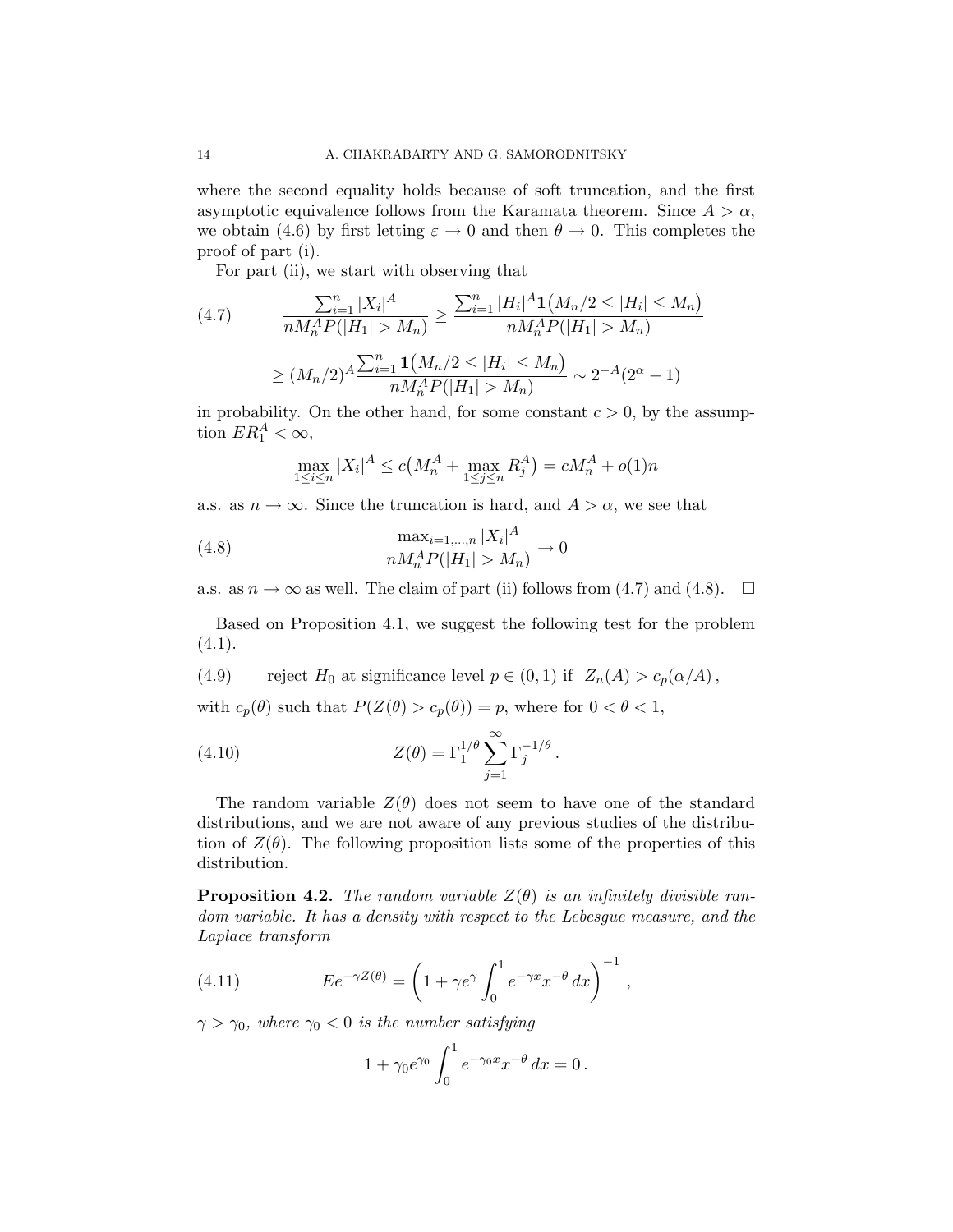where the second equality holds because of soft truncation, and the first asymptotic equivalence follows from the Karamata theorem. Since $A > \alpha$, we obtain (4.6) by first letting $\varepsilon \to 0$ and then $\theta \to 0$. This completes the proof of part (i).

For part (ii), we start with observing that

$$
\frac{\sum_{i=1}^n |X_i|^A}{n M_n^A P(|H_1| > M_n)} \geq \frac{\sum_{i=1}^n |H_i|^A \mathbf{1}\big(M_n/2 \leq |H_i| \leq M_n\big)}{n M_n^A P(|H_1| > M_n)} \tag{4.7}
$$

$$
\geq (M_n/2)^A \frac{\sum_{i=1}^n \mathbf{1}\big(M_n/2 \leq |H_i| \leq M_n\big)}{n M_n^A P(|H_1| > M_n)} \sim 2^{-A}(2^\alpha - 1)
$$

in probability. On the other hand, for some constant $c > 0$, by the assumption $ER_1^A < \infty$,

$$
\max_{1 \leq i \leq n} |X_i|^A \leq c\big(M_n^A + \max_{1 \leq j \leq n} R_j^A\big) = c M_n^A + o(1)n
$$

a.s. as $n \to \infty$. Since the truncation is hard, and $A > \alpha$, we see that

$$
\frac{\max_{i=1,\ldots,n} |X_i|^A}{n M_n^A P(|H_1| > M_n)} \to 0 \tag{4.8}
$$

a.s. as $n \to \infty$ as well. The claim of part (ii) follows from (4.7) and (4.8). $\square$

Based on Proposition 4.1, we suggest the following test for the problem (4.1).

$$
\text{reject } H_0 \text{ at significance level } p \in (0,1) \text{ if } \; Z_n(A) > c_p(\alpha/A)\,, \tag{4.9}
$$

with $c_p(\theta)$ such that $P(Z(\theta) > c_p(\theta)) = p$, where for $0 < \theta < 1$,

$$
Z(\theta) = \Gamma_1^{1/\theta} \sum_{j=1}^\infty \Gamma_j^{-1/\theta}\,. \tag{4.10}
$$

The random variable $Z(\theta)$ does not seem to have one of the standard distributions, and we are not aware of any previous studies of the distribution of $Z(\theta)$. The following proposition lists some of the properties of this distribution.

**Proposition 4.2.** *The random variable $Z(\theta)$ is an infinitely divisible random variable. It has a density with respect to the Lebesgue measure, and the Laplace transform*

$$
E e^{-\gamma Z(\theta)} = \left(1 + \gamma e^{\gamma} \int_0^1 e^{-\gamma x} x^{-\theta}\, dx\right)^{-1}\,, \tag{4.11}
$$

*$\gamma > \gamma_0$, where $\gamma_0 < 0$ is the number satisfying*

$$
1 + \gamma_0 e^{\gamma_0} \int_0^1 e^{-\gamma_0 x} x^{-\theta}\, dx = 0\,.
$$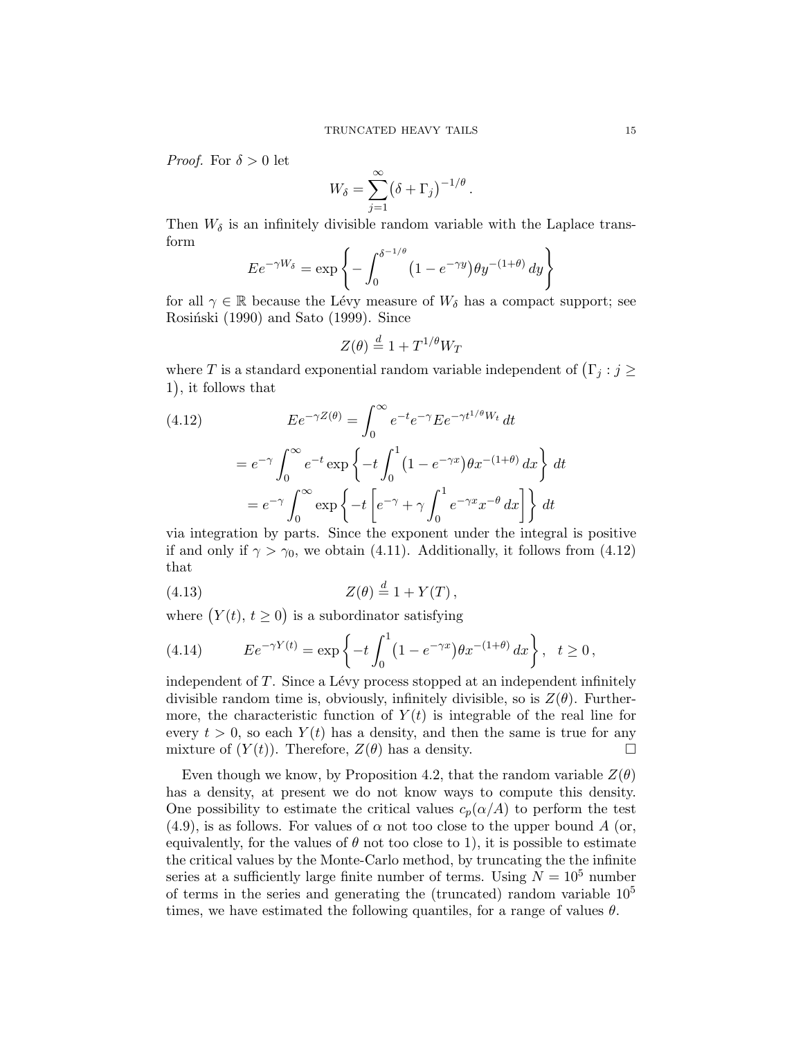*Proof.* For $\delta > 0$ let

$$W_\delta = \sum_{j=1}^{\infty} \big(\delta + \Gamma_j\big)^{-1/\theta} .$$

Then $W_\delta$ is an infinitely divisible random variable with the Laplace transform

$$Ee^{-\gamma W_\delta} = \exp\left\{ -\int_0^{\delta^{-1/\theta}} \big(1 - e^{-\gamma y}\big)\theta y^{-(1+\theta)}\, dy \right\}$$

for all $\gamma \in \mathbb{R}$ because the Lévy measure of $W_\delta$ has a compact support; see Rosiński (1990) and Sato (1999). Since

$$Z(\theta) \stackrel{d}{=} 1 + T^{1/\theta} W_T$$

where $T$ is a standard exponential random variable independent of $\big(\Gamma_j : j \geq 1\big)$, it follows that

$$\begin{aligned}
Ee^{-\gamma Z(\theta)} &= \int_0^\infty e^{-t} e^{-\gamma} Ee^{-\gamma t^{1/\theta} W_t}\, dt \qquad (4.12)\\
&= e^{-\gamma} \int_0^\infty e^{-t} \exp\left\{ -t \int_0^1 \big(1 - e^{-\gamma x}\big)\theta x^{-(1+\theta)}\, dx \right\} dt \\
&= e^{-\gamma} \int_0^\infty \exp\left\{ -t \left[ e^{-\gamma} + \gamma \int_0^1 e^{-\gamma x} x^{-\theta}\, dx \right] \right\} dt
\end{aligned}$$

via integration by parts. Since the exponent under the integral is positive if and only if $\gamma > \gamma_0$, we obtain (4.11). Additionally, it follows from (4.12) that

$$Z(\theta) \stackrel{d}{=} 1 + Y(T)\,, \qquad (4.13)$$

where $\big(Y(t),\, t \geq 0\big)$ is a subordinator satisfying

$$Ee^{-\gamma Y(t)} = \exp\left\{ -t \int_0^1 \big(1 - e^{-\gamma x}\big)\theta x^{-(1+\theta)}\, dx \right\}, \quad t \geq 0\,, \qquad (4.14)$$

independent of $T$. Since a Lévy process stopped at an independent infinitely divisible random time is, obviously, infinitely divisible, so is $Z(\theta)$. Furthermore, the characteristic function of $Y(t)$ is integrable of the real line for every $t > 0$, so each $Y(t)$ has a density, and then the same is true for any mixture of $(Y(t))$. Therefore, $Z(\theta)$ has a density. $\square$

Even though we know, by Proposition 4.2, that the random variable $Z(\theta)$ has a density, at present we do not know ways to compute this density. One possibility to estimate the critical values $c_p(\alpha/A)$ to perform the test (4.9), is as follows. For values of $\alpha$ not too close to the upper bound $A$ (or, equivalently, for the values of $\theta$ not too close to 1), it is possible to estimate the critical values by the Monte-Carlo method, by truncating the the infinite series at a sufficiently large finite number of terms. Using $N = 10^5$ number of terms in the series and generating the (truncated) random variable $10^5$ times, we have estimated the following quantiles, for a range of values $\theta$.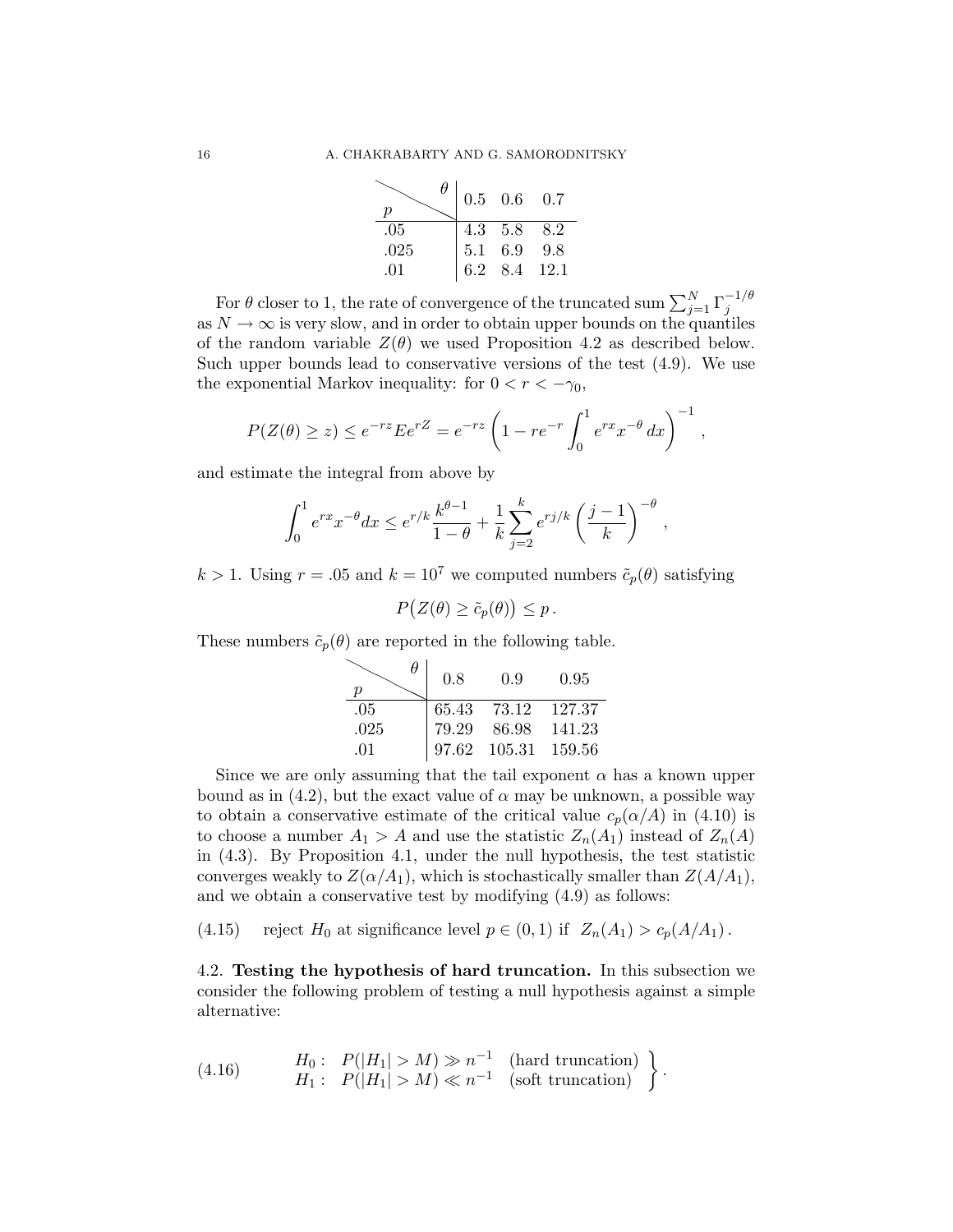| $p$ \ $\theta$ | 0.5 | 0.6 | 0.7 |
|---|---|---|---|
| .05 | 4.3 | 5.8 | 8.2 |
| .025 | 5.1 | 6.9 | 9.8 |
| .01 | 6.2 | 8.4 | 12.1 |

For $\theta$ closer to 1, the rate of convergence of the truncated sum $\sum_{j=1}^{N} \Gamma_j^{-1/\theta}$ as $N \to \infty$ is very slow, and in order to obtain upper bounds on the quantiles of the random variable $Z(\theta)$ we used Proposition 4.2 as described below. Such upper bounds lead to conservative versions of the test (4.9). We use the exponential Markov inequality: for $0 < r < -\gamma_0$,

$$P(Z(\theta) \geq z) \leq e^{-rz} E e^{rZ} = e^{-rz} \left( 1 - r e^{-r} \int_0^1 e^{rx} x^{-\theta} \, dx \right)^{-1},$$

and estimate the integral from above by

$$\int_0^1 e^{rx} x^{-\theta} dx \leq e^{r/k} \frac{k^{\theta - 1}}{1 - \theta} + \frac{1}{k} \sum_{j=2}^{k} e^{rj/k} \left( \frac{j-1}{k} \right)^{-\theta},$$

$k > 1$. Using $r = .05$ and $k = 10^7$ we computed numbers $\tilde{c}_p(\theta)$ satisfying

$$P\big(Z(\theta) \geq \tilde{c}_p(\theta)\big) \leq p\,.$$

These numbers $\tilde{c}_p(\theta)$ are reported in the following table.

| $p$ \ $\theta$ | 0.8 | 0.9 | 0.95 |
|---|---|---|---|
| .05 | 65.43 | 73.12 | 127.37 |
| .025 | 79.29 | 86.98 | 141.23 |
| .01 | 97.62 | 105.31 | 159.56 |

Since we are only assuming that the tail exponent $\alpha$ has a known upper bound as in (4.2), but the exact value of $\alpha$ may be unknown, a possible way to obtain a conservative estimate of the critical value $c_p(\alpha/A)$ in (4.10) is to choose a number $A_1 > A$ and use the statistic $Z_n(A_1)$ instead of $Z_n(A)$ in (4.3). By Proposition 4.1, under the null hypothesis, the test statistic converges weakly to $Z(\alpha/A_1)$, which is stochastically smaller than $Z(A/A_1)$, and we obtain a conservative test by modifying (4.9) as follows:

$$\text{reject } H_0 \text{ at significance level } p \in (0,1) \text{ if } \; Z_n(A_1) > c_p(A/A_1)\,. \tag{4.15}$$

### 4.2. Testing the hypothesis of hard truncation.

In this subsection we consider the following problem of testing a null hypothesis against a simple alternative:

$$\left. \begin{array}{ll} H_0: & P(|H_1| > M) \gg n^{-1} \quad \text{(hard truncation)} \\ H_1: & P(|H_1| > M) \ll n^{-1} \quad \text{(soft truncation)} \end{array} \right\}. \tag{4.16}$$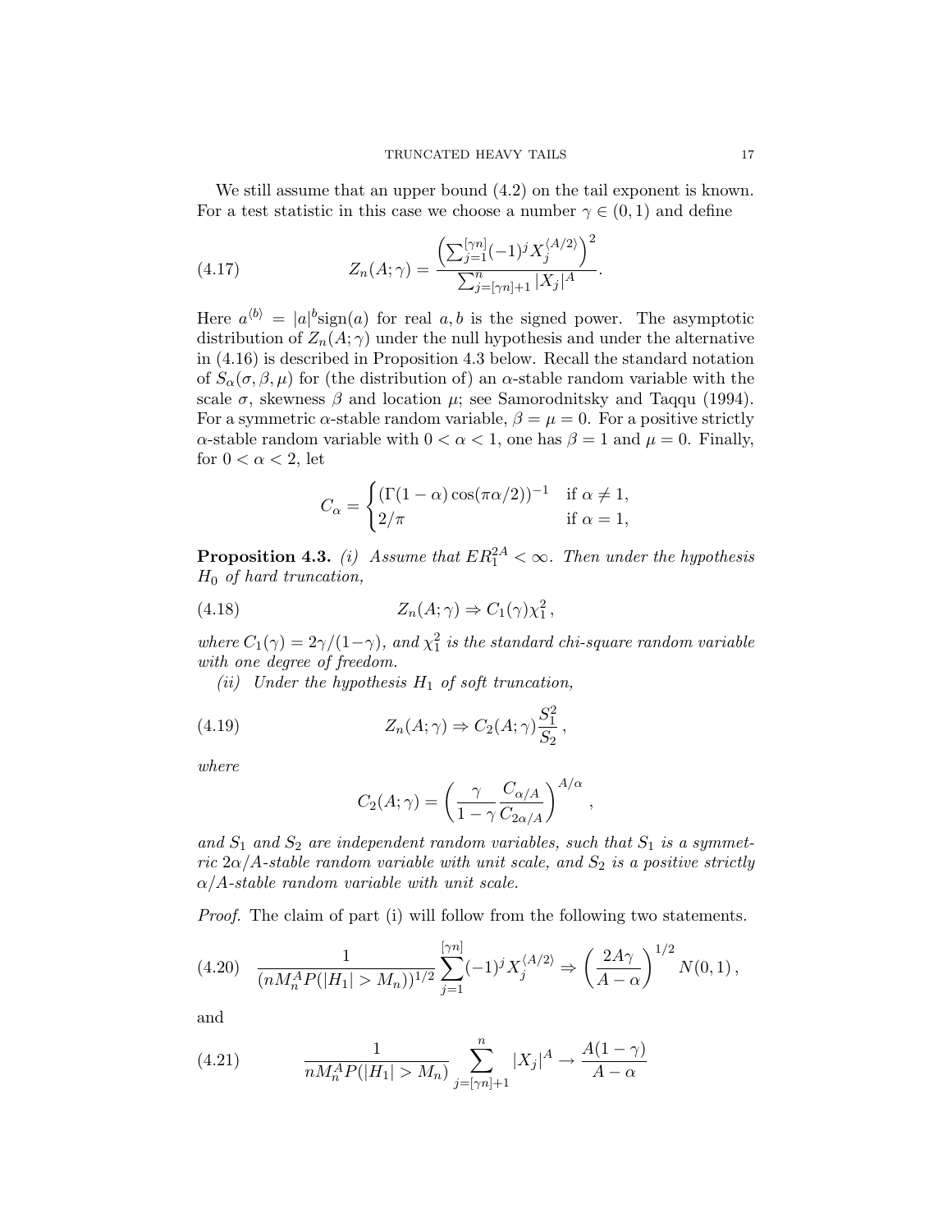We still assume that an upper bound (4.2) on the tail exponent is known. For a test statistic in this case we choose a number $\gamma \in (0,1)$ and define

$$Z_n(A;\gamma) = \frac{\left(\sum_{j=1}^{[\gamma n]} (-1)^j X_j^{\langle A/2\rangle}\right)^2}{\sum_{j=[\gamma n]+1}^{n} |X_j|^A}. \tag{4.17}$$

Here $a^{\langle b\rangle} = |a|^b \mathrm{sign}(a)$ for real $a, b$ is the signed power. The asymptotic distribution of $Z_n(A;\gamma)$ under the null hypothesis and under the alternative in (4.16) is described in Proposition 4.3 below. Recall the standard notation of $S_\alpha(\sigma,\beta,\mu)$ for (the distribution of) an $\alpha$-stable random variable with the scale $\sigma$, skewness $\beta$ and location $\mu$; see Samorodnitsky and Taqqu (1994). For a symmetric $\alpha$-stable random variable, $\beta = \mu = 0$. For a positive strictly $\alpha$-stable random variable with $0 < \alpha < 1$, one has $\beta = 1$ and $\mu = 0$. Finally, for $0 < \alpha < 2$, let

$$C_\alpha = \begin{cases} (\Gamma(1-\alpha)\cos(\pi\alpha/2))^{-1} & \text{if } \alpha \neq 1, \\ 2/\pi & \text{if } \alpha = 1, \end{cases}$$

**Proposition 4.3.** *(i) Assume that $ER_1^{2A} < \infty$. Then under the hypothesis $H_0$ of hard truncation,*

$$Z_n(A;\gamma) \Rightarrow C_1(\gamma)\chi_1^2\,, \tag{4.18}$$

*where $C_1(\gamma) = 2\gamma/(1-\gamma)$, and $\chi_1^2$ is the standard chi-square random variable with one degree of freedom.*

*(ii) Under the hypothesis $H_1$ of soft truncation,*

$$Z_n(A;\gamma) \Rightarrow C_2(A;\gamma)\frac{S_1^2}{S_2}\,, \tag{4.19}$$

*where*

$$C_2(A;\gamma) = \left(\frac{\gamma}{1-\gamma}\frac{C_{\alpha/A}}{C_{2\alpha/A}}\right)^{A/\alpha}\,,$$

*and $S_1$ and $S_2$ are independent random variables, such that $S_1$ is a symmetric $2\alpha/A$-stable random variable with unit scale, and $S_2$ is a positive strictly $\alpha/A$-stable random variable with unit scale.*

*Proof.* The claim of part (i) will follow from the following two statements.

$$\frac{1}{(nM_n^A P(|H_1| > M_n))^{1/2}} \sum_{j=1}^{[\gamma n]} (-1)^j X_j^{\langle A/2\rangle} \Rightarrow \left(\frac{2A\gamma}{A-\alpha}\right)^{1/2} N(0,1)\,, \tag{4.20}$$

and

$$\frac{1}{nM_n^A P(|H_1| > M_n)} \sum_{j=[\gamma n]+1}^{n} |X_j|^A \to \frac{A(1-\gamma)}{A-\alpha} \tag{4.21}$$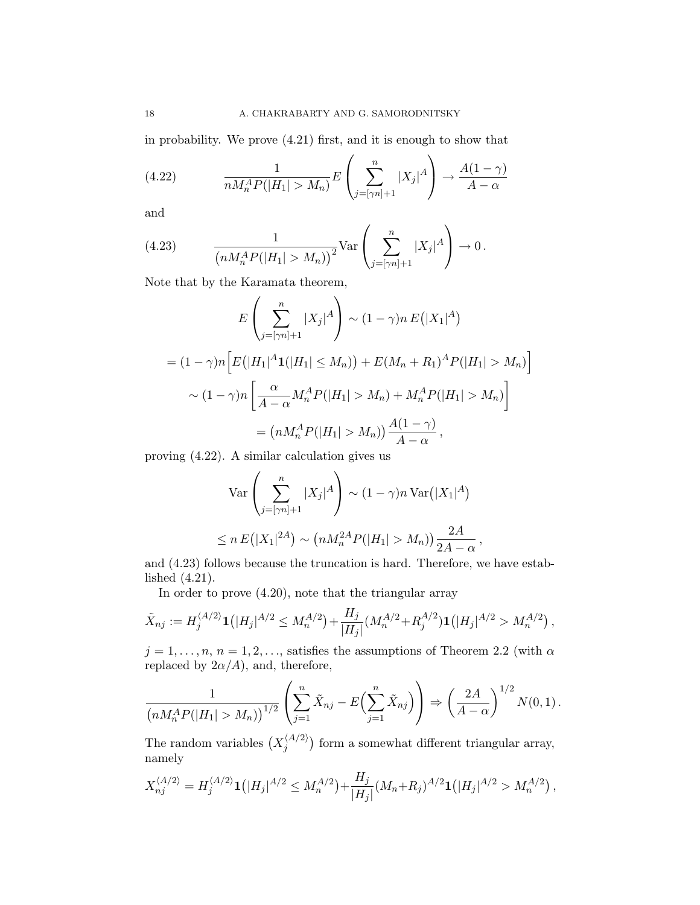in probability. We prove (4.21) first, and it is enough to show that

$$\frac{1}{nM_n^A P(|H_1| > M_n)} E\left(\sum_{j=[\gamma n]+1}^{n} |X_j|^A\right) \to \frac{A(1-\gamma)}{A-\alpha} \tag{4.22}$$

and

$$\frac{1}{\big(nM_n^A P(|H_1| > M_n)\big)^2} \mathrm{Var}\left(\sum_{j=[\gamma n]+1}^{n} |X_j|^A\right) \to 0\,. \tag{4.23}$$

Note that by the Karamata theorem,

$$E\left(\sum_{j=[\gamma n]+1}^{n} |X_j|^A\right) \sim (1-\gamma)n\, E\big(|X_1|^A\big)$$

$$= (1-\gamma)n\Big[E\big(|H_1|^A \mathbf{1}(|H_1| \le M_n)\big) + E(M_n + R_1)^A P(|H_1| > M_n)\Big]$$

$$\sim (1-\gamma)n\left[\frac{\alpha}{A-\alpha} M_n^A P(|H_1| > M_n) + M_n^A P(|H_1| > M_n)\right]$$

$$= \big(nM_n^A P(|H_1| > M_n)\big)\frac{A(1-\gamma)}{A-\alpha}\,,$$

proving (4.22). A similar calculation gives us

$$\mathrm{Var}\left(\sum_{j=[\gamma n]+1}^{n} |X_j|^A\right) \sim (1-\gamma)n\, \mathrm{Var}\big(|X_1|^A\big)$$

$$\le n\, E\big(|X_1|^{2A}\big) \sim \big(nM_n^{2A} P(|H_1| > M_n)\big)\frac{2A}{2A-\alpha}\,,$$

and (4.23) follows because the truncation is hard. Therefore, we have established (4.21).

In order to prove (4.20), note that the triangular array

$$\tilde{X}_{nj} := H_j^{\langle A/2 \rangle} \mathbf{1}\big(|H_j|^{A/2} \le M_n^{A/2}\big) + \frac{H_j}{|H_j|}(M_n^{A/2} + R_j^{A/2}) \mathbf{1}\big(|H_j|^{A/2} > M_n^{A/2}\big)\,,$$

$j = 1, \ldots, n$, $n = 1, 2, \ldots$, satisfies the assumptions of Theorem 2.2 (with $\alpha$ replaced by $2\alpha/A$), and, therefore,

$$\frac{1}{\big(nM_n^A P(|H_1| > M_n)\big)^{1/2}}\left(\sum_{j=1}^{n} \tilde{X}_{nj} - E\Big(\sum_{j=1}^{n} \tilde{X}_{nj}\Big)\right) \Rightarrow \left(\frac{2A}{A-\alpha}\right)^{1/2} N(0,1)\,.$$

The random variables $\big(X_j^{\langle A/2 \rangle}\big)$ form a somewhat different triangular array, namely

$$X_{nj}^{\langle A/2 \rangle} = H_j^{\langle A/2 \rangle} \mathbf{1}\big(|H_j|^{A/2} \le M_n^{A/2}\big) + \frac{H_j}{|H_j|}(M_n + R_j)^{A/2} \mathbf{1}\big(|H_j|^{A/2} > M_n^{A/2}\big)\,,$$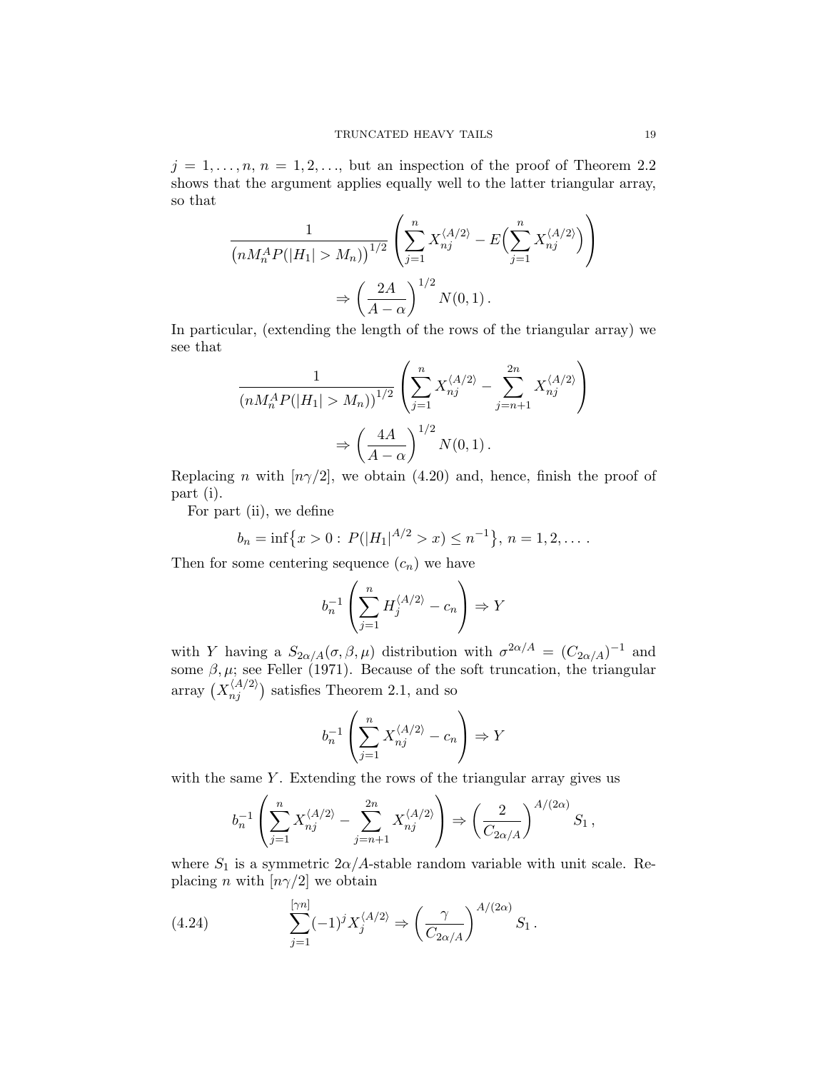$j = 1, \ldots, n$, $n = 1, 2, \ldots$, but an inspection of the proof of Theorem 2.2 shows that the argument applies equally well to the latter triangular array, so that

$$\frac{1}{\big(nM_n^A P(|H_1| > M_n)\big)^{1/2}} \left( \sum_{j=1}^{n} X_{nj}^{\langle A/2 \rangle} - E\Big( \sum_{j=1}^{n} X_{nj}^{\langle A/2 \rangle} \Big) \right)$$

$$\Rightarrow \left( \frac{2A}{A-\alpha} \right)^{1/2} N(0,1)\,.$$

In particular, (extending the length of the rows of the triangular array) we see that

$$\frac{1}{\big(nM_n^A P(|H_1| > M_n)\big)^{1/2}} \left( \sum_{j=1}^{n} X_{nj}^{\langle A/2 \rangle} - \sum_{j=n+1}^{2n} X_{nj}^{\langle A/2 \rangle} \right)$$

$$\Rightarrow \left( \frac{4A}{A-\alpha} \right)^{1/2} N(0,1)\,.$$

Replacing $n$ with $[n\gamma/2]$, we obtain (4.20) and, hence, finish the proof of part (i).

For part (ii), we define

$$b_n = \inf\big\{ x > 0 : \, P(|H_1|^{A/2} > x) \le n^{-1} \big\}, \; n = 1, 2, \ldots\,.$$

Then for some centering sequence $(c_n)$ we have

$$b_n^{-1} \left( \sum_{j=1}^{n} H_j^{\langle A/2 \rangle} - c_n \right) \Rightarrow Y$$

with $Y$ having a $S_{2\alpha/A}(\sigma, \beta, \mu)$ distribution with $\sigma^{2\alpha/A} = (C_{2\alpha/A})^{-1}$ and some $\beta, \mu$; see Feller (1971). Because of the soft truncation, the triangular array $\big(X_{nj}^{\langle A/2 \rangle}\big)$ satisfies Theorem 2.1, and so

$$b_n^{-1} \left( \sum_{j=1}^{n} X_{nj}^{\langle A/2 \rangle} - c_n \right) \Rightarrow Y$$

with the same $Y$. Extending the rows of the triangular array gives us

$$b_n^{-1} \left( \sum_{j=1}^{n} X_{nj}^{\langle A/2 \rangle} - \sum_{j=n+1}^{2n} X_{nj}^{\langle A/2 \rangle} \right) \Rightarrow \left( \frac{2}{C_{2\alpha/A}} \right)^{A/(2\alpha)} S_1\,,$$

where $S_1$ is a symmetric $2\alpha/A$-stable random variable with unit scale. Replacing $n$ with $[n\gamma/2]$ we obtain

$$\sum_{j=1}^{[\gamma n]} (-1)^j X_j^{\langle A/2 \rangle} \Rightarrow \left( \frac{\gamma}{C_{2\alpha/A}} \right)^{A/(2\alpha)} S_1\,. \tag{4.24}$$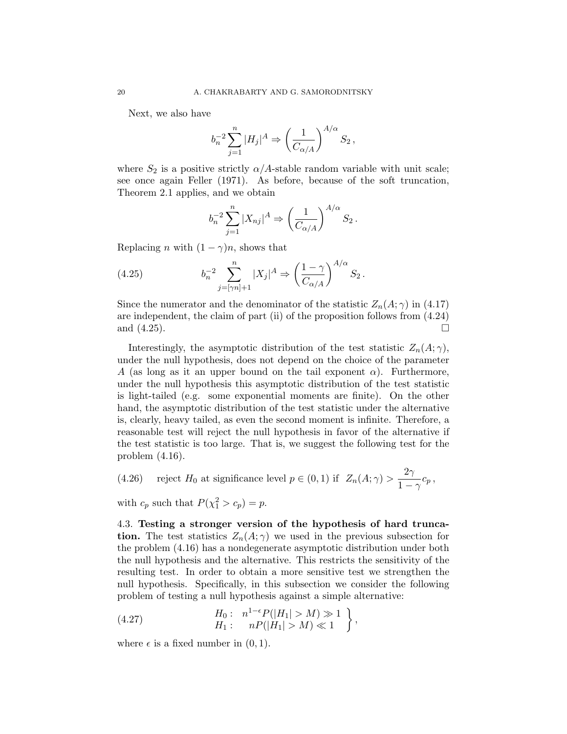Next, we also have

$$
b_n^{-2} \sum_{j=1}^{n} |H_j|^A \Rightarrow \left( \frac{1}{C_{\alpha/A}} \right)^{A/\alpha} S_2 \,,
$$

where $S_2$ is a positive strictly $\alpha/A$-stable random variable with unit scale; see once again Feller (1971). As before, because of the soft truncation, Theorem 2.1 applies, and we obtain

$$
b_n^{-2} \sum_{j=1}^{n} |X_{nj}|^A \Rightarrow \left( \frac{1}{C_{\alpha/A}} \right)^{A/\alpha} S_2 \,.
$$

Replacing $n$ with $(1-\gamma)n$, shows that

$$
b_n^{-2} \sum_{j=[\gamma n]+1}^{n} |X_j|^A \Rightarrow \left( \frac{1-\gamma}{C_{\alpha/A}} \right)^{A/\alpha} S_2 \,. \tag{4.25}
$$

Since the numerator and the denominator of the statistic $Z_n(A;\gamma)$ in (4.17) are independent, the claim of part (ii) of the proposition follows from (4.24) and (4.25). □

Interestingly, the asymptotic distribution of the test statistic $Z_n(A;\gamma)$, under the null hypothesis, does not depend on the choice of the parameter $A$ (as long as it an upper bound on the tail exponent $\alpha$). Furthermore, under the null hypothesis this asymptotic distribution of the test statistic is light-tailed (e.g. some exponential moments are finite). On the other hand, the asymptotic distribution of the test statistic under the alternative is, clearly, heavy tailed, as even the second moment is infinite. Therefore, a reasonable test will reject the null hypothesis in favor of the alternative if the test statistic is too large. That is, we suggest the following test for the problem (4.16).

$$
\text{reject } H_0 \text{ at significance level } p \in (0,1) \text{ if } \; Z_n(A;\gamma) > \frac{2\gamma}{1-\gamma} c_p \,, \tag{4.26}
$$

with $c_p$ such that $P(\chi_1^2 > c_p) = p$.

### 4.3. Testing a stronger version of the hypothesis of hard truncation.

The test statistics $Z_n(A;\gamma)$ we used in the previous subsection for the problem (4.16) has a nondegenerate asymptotic distribution under both the null hypothesis and the alternative. This restricts the sensitivity of the resulting test. In order to obtain a more sensitive test we strengthen the null hypothesis. Specifically, in this subsection we consider the following problem of testing a null hypothesis against a simple alternative:

$$
\left.
\begin{array}{ll}
H_0: & n^{1-\epsilon} P(|H_1| > M) \gg 1 \\
H_1: & nP(|H_1| > M) \ll 1
\end{array}
\right\} , \tag{4.27}
$$

where $\epsilon$ is a fixed number in $(0,1)$.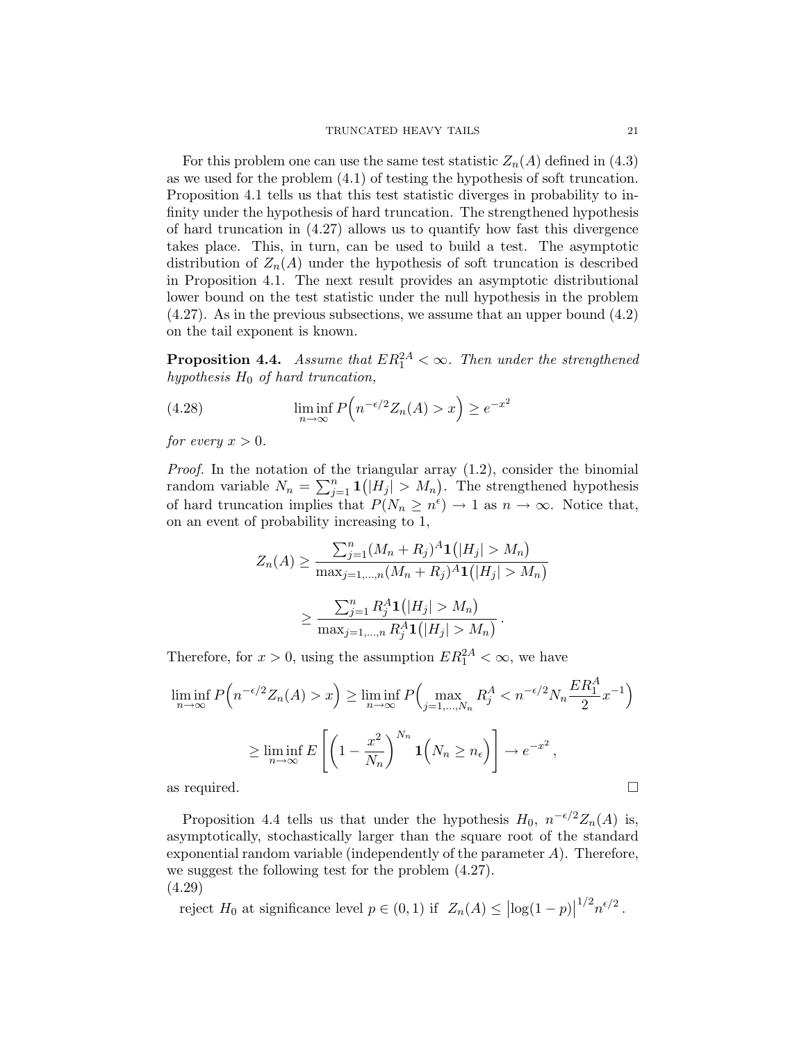For this problem one can use the same test statistic $Z_n(A)$ defined in (4.3) as we used for the problem (4.1) of testing the hypothesis of soft truncation. Proposition 4.1 tells us that this test statistic diverges in probability to infinity under the hypothesis of hard truncation. The strengthened hypothesis of hard truncation in (4.27) allows us to quantify how fast this divergence takes place. This, in turn, can be used to build a test. The asymptotic distribution of $Z_n(A)$ under the hypothesis of soft truncation is described in Proposition 4.1. The next result provides an asymptotic distributional lower bound on the test statistic under the null hypothesis in the problem (4.27). As in the previous subsections, we assume that an upper bound (4.2) on the tail exponent is known.

**Proposition 4.4.** *Assume that $ER_1^{2A} < \infty$. Then under the strengthened hypothesis $H_0$ of hard truncation,*

$$\liminf_{n\to\infty} P\Big(n^{-\epsilon/2} Z_n(A) > x\Big) \geq e^{-x^2} \tag{4.28}$$

*for every $x > 0$.*

*Proof.* In the notation of the triangular array (1.2), consider the binomial random variable $N_n = \sum_{j=1}^n \mathbf{1}\big(|H_j| > M_n\big)$. The strengthened hypothesis of hard truncation implies that $P(N_n \geq n^\epsilon) \to 1$ as $n \to \infty$. Notice that, on an event of probability increasing to 1,

$$Z_n(A) \geq \frac{\sum_{j=1}^n (M_n + R_j)^A \mathbf{1}\big(|H_j| > M_n\big)}{\max_{j=1,\dots,n}(M_n + R_j)^A \mathbf{1}\big(|H_j| > M_n\big)}$$

$$\geq \frac{\sum_{j=1}^n R_j^A \mathbf{1}\big(|H_j| > M_n\big)}{\max_{j=1,\dots,n} R_j^A \mathbf{1}\big(|H_j| > M_n\big)}.$$

Therefore, for $x > 0$, using the assumption $ER_1^{2A} < \infty$, we have

$$\liminf_{n\to\infty} P\Big(n^{-\epsilon/2} Z_n(A) > x\Big) \geq \liminf_{n\to\infty} P\Big(\max_{j=1,\dots,N_n} R_j^A < n^{-\epsilon/2} N_n \frac{ER_1^A}{2} x^{-1}\Big)$$

$$\geq \liminf_{n\to\infty} E\left[\left(1 - \frac{x^2}{N_n}\right)^{N_n} \mathbf{1}\Big(N_n \geq n_\epsilon\Big)\right] \to e^{-x^2},$$

as required. $\square$

Proposition 4.4 tells us that under the hypothesis $H_0$, $n^{-\epsilon/2} Z_n(A)$ is, asymptotically, stochastically larger than the square root of the standard exponential random variable (independently of the parameter $A$). Therefore, we suggest the following test for the problem (4.27).

$$\text{reject } H_0 \text{ at significance level } p \in (0,1) \text{ if } \; Z_n(A) \leq \big|\log(1-p)\big|^{1/2} n^{\epsilon/2}. \tag{4.29}$$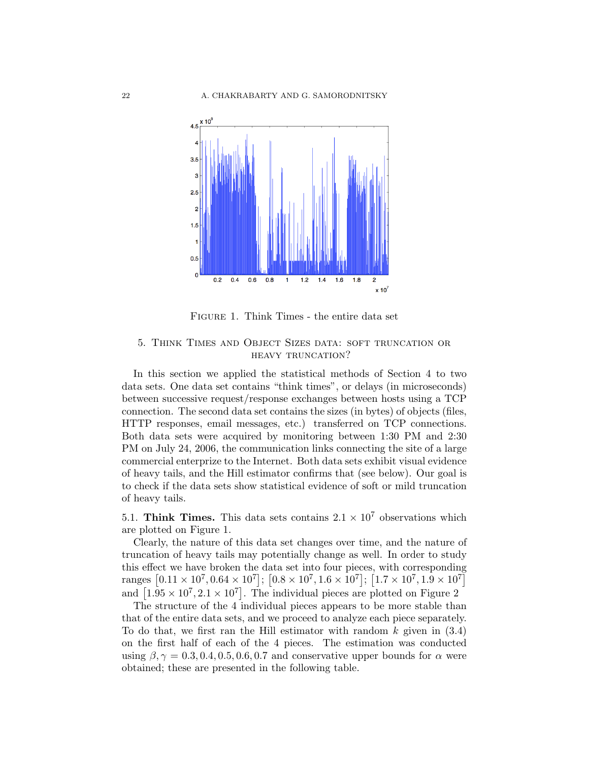x 10^5

4.5

4

3.5

3

2.5

2

1.5

1

0.5

0

0.2 0.4 0.6 0.8 1 1.2 1.4 1.6 1.8 2

x 10^7

Figure 1. Think Times - the entire data set

## 5. Think Times and Object Sizes data: soft truncation or heavy truncation?

In this section we applied the statistical methods of Section 4 to two data sets. One data set contains "think times", or delays (in microseconds) between successive request/response exchanges between hosts using a TCP connection. The second data set contains the sizes (in bytes) of objects (files, HTTP responses, email messages, etc.) transferred on TCP connections. Both data sets were acquired by monitoring between 1:30 PM and 2:30 PM on July 24, 2006, the communication links connecting the site of a large commercial enterprize to the Internet. Both data sets exhibit visual evidence of heavy tails, and the Hill estimator confirms that (see below). Our goal is to check if the data sets show statistical evidence of soft or mild truncation of heavy tails.

5.1. **Think Times.** This data sets contains $2.1 \times 10^7$ observations which are plotted on Figure 1.

Clearly, the nature of this data set changes over time, and the nature of truncation of heavy tails may potentially change as well. In order to study this effect we have broken the data set into four pieces, with corresponding ranges $\left[0.11 \times 10^7, 0.64 \times 10^7\right]$; $\left[0.8 \times 10^7, 1.6 \times 10^7\right]$; $\left[1.7 \times 10^7, 1.9 \times 10^7\right]$ and $\left[1.95 \times 10^7, 2.1 \times 10^7\right]$. The individual pieces are plotted on Figure 2

The structure of the 4 individual pieces appears to be more stable than that of the entire data sets, and we proceed to analyze each piece separately. To do that, we first ran the Hill estimator with random $k$ given in (3.4) on the first half of each of the 4 pieces. The estimation was conducted using $\beta, \gamma = 0.3, 0.4, 0.5, 0.6, 0.7$ and conservative upper bounds for $\alpha$ were obtained; these are presented in the following table.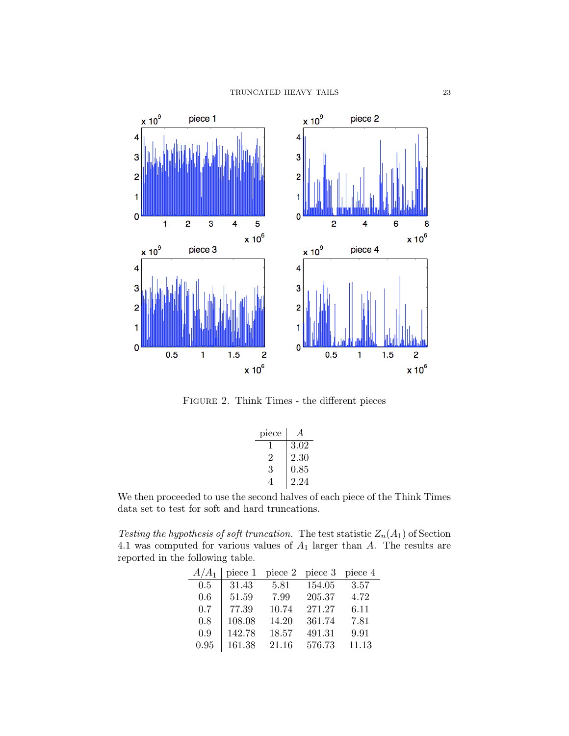x 10^9 piece 1

4
3
2
1
0
1 2 3 4 5
x 10^6

x 10^9 piece 2

4
3
2
1
0
2 4 6 8
x 10^6

x 10^9 piece 3

4
3
2
1
0
0.5 1 1.5 2
x 10^6

x 10^9 piece 4

4
3
2
1
0
0.5 1 1.5 2
x 10^6

FIGURE 2. Think Times - the different pieces

| piece | $A$ |
|---|---|
| 1 | 3.02 |
| 2 | 2.30 |
| 3 | 0.85 |
| 4 | 2.24 |

We then proceeded to use the second halves of each piece of the Think Times data set to test for soft and hard truncations.

*Testing the hypothesis of soft truncation.* The test statistic $Z_n(A_1)$ of Section 4.1 was computed for various values of $A_1$ larger than $A$. The results are reported in the following table.

| $A/A_1$ | piece 1 | piece 2 | piece 3 | piece 4 |
|---|---|---|---|---|
| 0.5 | 31.43 | 5.81 | 154.05 | 3.57 |
| 0.6 | 51.59 | 7.99 | 205.37 | 4.72 |
| 0.7 | 77.39 | 10.74 | 271.27 | 6.11 |
| 0.8 | 108.08 | 14.20 | 361.74 | 7.81 |
| 0.9 | 142.78 | 18.57 | 491.31 | 9.91 |
| 0.95 | 161.38 | 21.16 | 576.73 | 11.13 |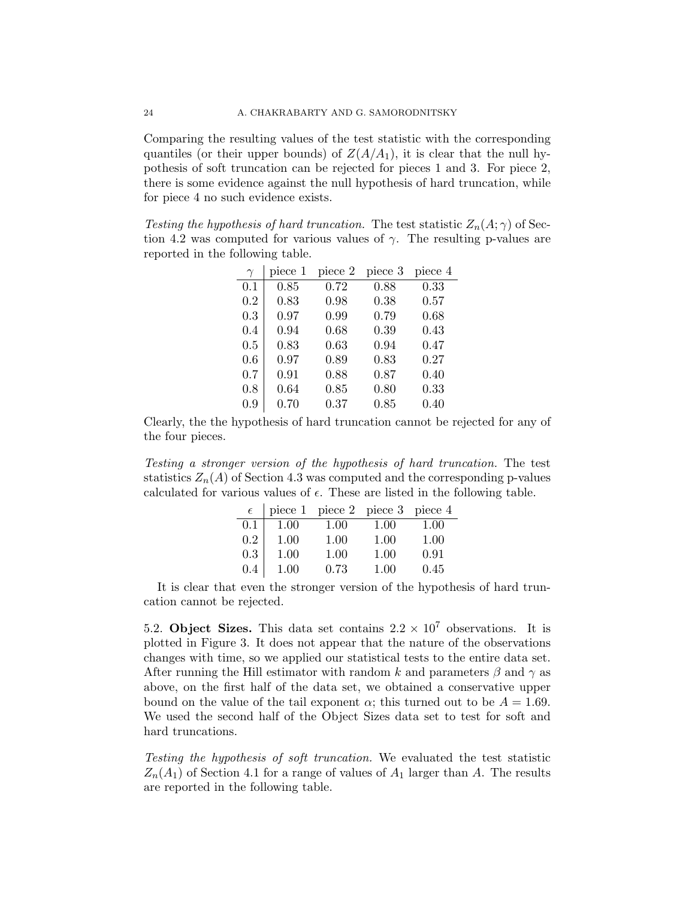Comparing the resulting values of the test statistic with the corresponding quantiles (or their upper bounds) of $Z(A/A_1)$, it is clear that the null hypothesis of soft truncation can be rejected for pieces 1 and 3. For piece 2, there is some evidence against the null hypothesis of hard truncation, while for piece 4 no such evidence exists.

*Testing the hypothesis of hard truncation.* The test statistic $Z_n(A;\gamma)$ of Section 4.2 was computed for various values of $\gamma$. The resulting p-values are reported in the following table.

| $\gamma$ | piece 1 | piece 2 | piece 3 | piece 4 |
|---|---|---|---|---|
| 0.1 | 0.85 | 0.72 | 0.88 | 0.33 |
| 0.2 | 0.83 | 0.98 | 0.38 | 0.57 |
| 0.3 | 0.97 | 0.99 | 0.79 | 0.68 |
| 0.4 | 0.94 | 0.68 | 0.39 | 0.43 |
| 0.5 | 0.83 | 0.63 | 0.94 | 0.47 |
| 0.6 | 0.97 | 0.89 | 0.83 | 0.27 |
| 0.7 | 0.91 | 0.88 | 0.87 | 0.40 |
| 0.8 | 0.64 | 0.85 | 0.80 | 0.33 |
| 0.9 | 0.70 | 0.37 | 0.85 | 0.40 |

Clearly, the the hypothesis of hard truncation cannot be rejected for any of the four pieces.

*Testing a stronger version of the hypothesis of hard truncation.* The test statistics $Z_n(A)$ of Section 4.3 was computed and the corresponding p-values calculated for various values of $\epsilon$. These are listed in the following table.

| $\epsilon$ | piece 1 | piece 2 | piece 3 | piece 4 |
|---|---|---|---|---|
| 0.1 | 1.00 | 1.00 | 1.00 | 1.00 |
| 0.2 | 1.00 | 1.00 | 1.00 | 1.00 |
| 0.3 | 1.00 | 1.00 | 1.00 | 0.91 |
| 0.4 | 1.00 | 0.73 | 1.00 | 0.45 |

It is clear that even the stronger version of the hypothesis of hard truncation cannot be rejected.

5.2. **Object Sizes.** This data set contains $2.2 \times 10^7$ observations. It is plotted in Figure 3. It does not appear that the nature of the observations changes with time, so we applied our statistical tests to the entire data set. After running the Hill estimator with random $k$ and parameters $\beta$ and $\gamma$ as above, on the first half of the data set, we obtained a conservative upper bound on the value of the tail exponent $\alpha$; this turned out to be $A = 1.69$. We used the second half of the Object Sizes data set to test for soft and hard truncations.

*Testing the hypothesis of soft truncation.* We evaluated the test statistic $Z_n(A_1)$ of Section 4.1 for a range of values of $A_1$ larger than $A$. The results are reported in the following table.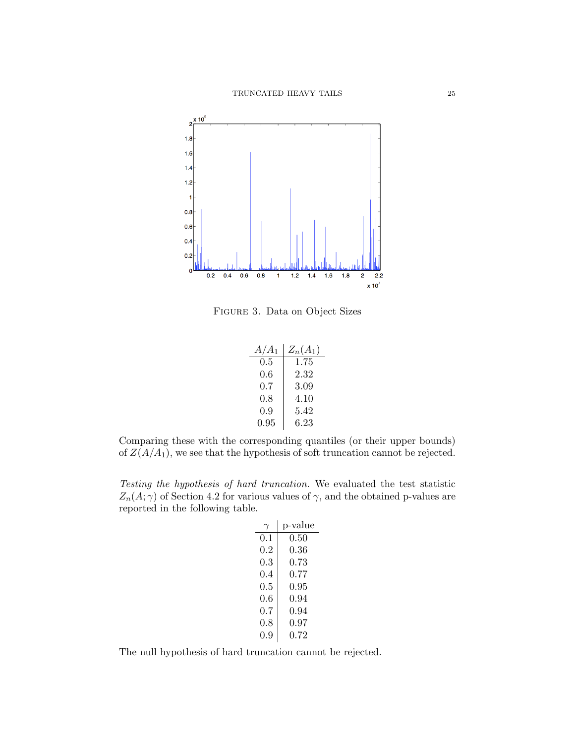$\times 10^9$

2

1.8

1.6

1.4

1.2

1

0.8

0.6

0.4

0.2

0

0.2 0.4 0.6 0.8 1 1.2 1.4 1.6 1.8 2 2.2

$\times 10^7$

Figure 3. Data on Object Sizes

| $A/A_1$ | $Z_n(A_1)$ |
|---|---|
| 0.5 | 1.75 |
| 0.6 | 2.32 |
| 0.7 | 3.09 |
| 0.8 | 4.10 |
| 0.9 | 5.42 |
| 0.95 | 6.23 |

Comparing these with the corresponding quantiles (or their upper bounds) of $Z(A/A_1)$, we see that the hypothesis of soft truncation cannot be rejected.

*Testing the hypothesis of hard truncation.* We evaluated the test statistic $Z_n(A;\gamma)$ of Section 4.2 for various values of $\gamma$, and the obtained p-values are reported in the following table.

| $\gamma$ | p-value |
|---|---|
| 0.1 | 0.50 |
| 0.2 | 0.36 |
| 0.3 | 0.73 |
| 0.4 | 0.77 |
| 0.5 | 0.95 |
| 0.6 | 0.94 |
| 0.7 | 0.94 |
| 0.8 | 0.97 |
| 0.9 | 0.72 |

The null hypothesis of hard truncation cannot be rejected.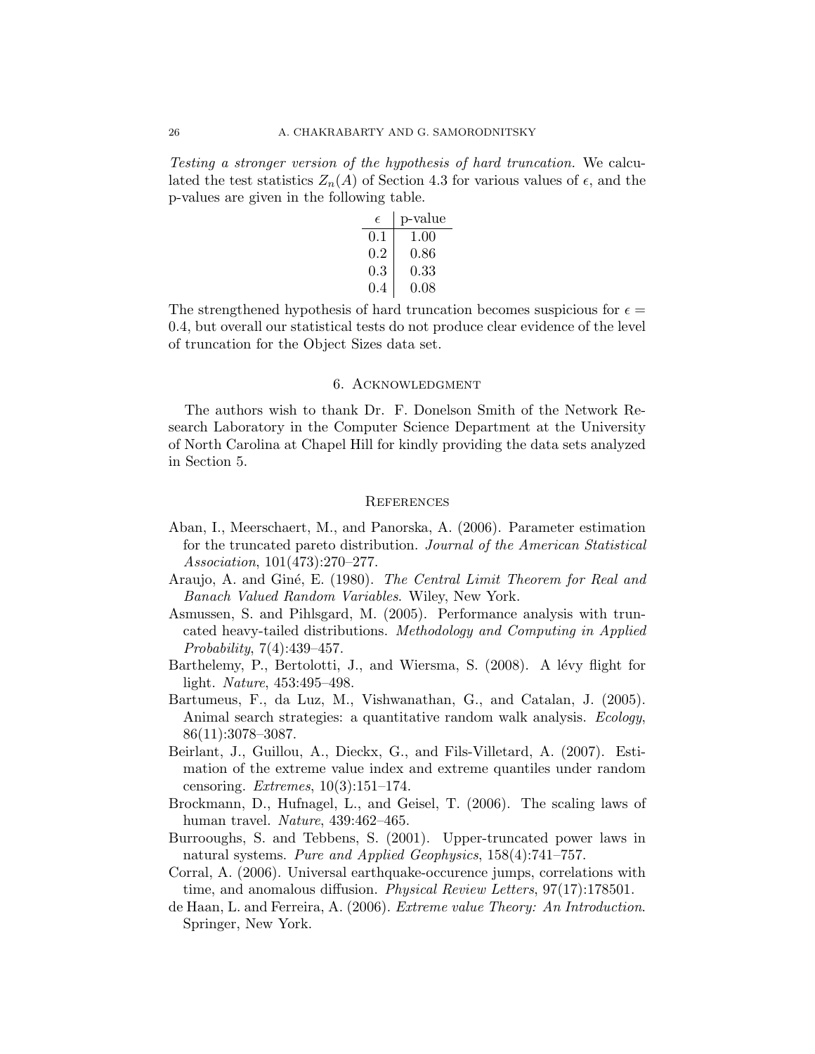*Testing a stronger version of the hypothesis of hard truncation.* We calculated the test statistics $Z_n(A)$ of Section 4.3 for various values of $\epsilon$, and the p-values are given in the following table.

| $\epsilon$ | p-value |
|---|---|
| 0.1 | 1.00 |
| 0.2 | 0.86 |
| 0.3 | 0.33 |
| 0.4 | 0.08 |

The strengthened hypothesis of hard truncation becomes suspicious for $\epsilon = 0.4$, but overall our statistical tests do not produce clear evidence of the level of truncation for the Object Sizes data set.

## 6. Acknowledgment

The authors wish to thank Dr. F. Donelson Smith of the Network Research Laboratory in the Computer Science Department at the University of North Carolina at Chapel Hill for kindly providing the data sets analyzed in Section 5.

## References

Aban, I., Meerschaert, M., and Panorska, A. (2006). Parameter estimation for the truncated pareto distribution. *Journal of the American Statistical Association*, 101(473):270–277.

Araujo, A. and Giné, E. (1980). *The Central Limit Theorem for Real and Banach Valued Random Variables*. Wiley, New York.

Asmussen, S. and Pihlsgard, M. (2005). Performance analysis with truncated heavy-tailed distributions. *Methodology and Computing in Applied Probability*, 7(4):439–457.

Barthelemy, P., Bertolotti, J., and Wiersma, S. (2008). A lévy flight for light. *Nature*, 453:495–498.

Bartumeus, F., da Luz, M., Vishwanathan, G., and Catalan, J. (2005). Animal search strategies: a quantitative random walk analysis. *Ecology*, 86(11):3078–3087.

Beirlant, J., Guillou, A., Dieckx, G., and Fils-Villetard, A. (2007). Estimation of the extreme value index and extreme quantiles under random censoring. *Extremes*, 10(3):151–174.

Brockmann, D., Hufnagel, L., and Geisel, T. (2006). The scaling laws of human travel. *Nature*, 439:462–465.

Burrooughs, S. and Tebbens, S. (2001). Upper-truncated power laws in natural systems. *Pure and Applied Geophysics*, 158(4):741–757.

Corral, A. (2006). Universal earthquake-occurence jumps, correlations with time, and anomalous diffusion. *Physical Review Letters*, 97(17):178501.

de Haan, L. and Ferreira, A. (2006). *Extreme value Theory: An Introduction*. Springer, New York.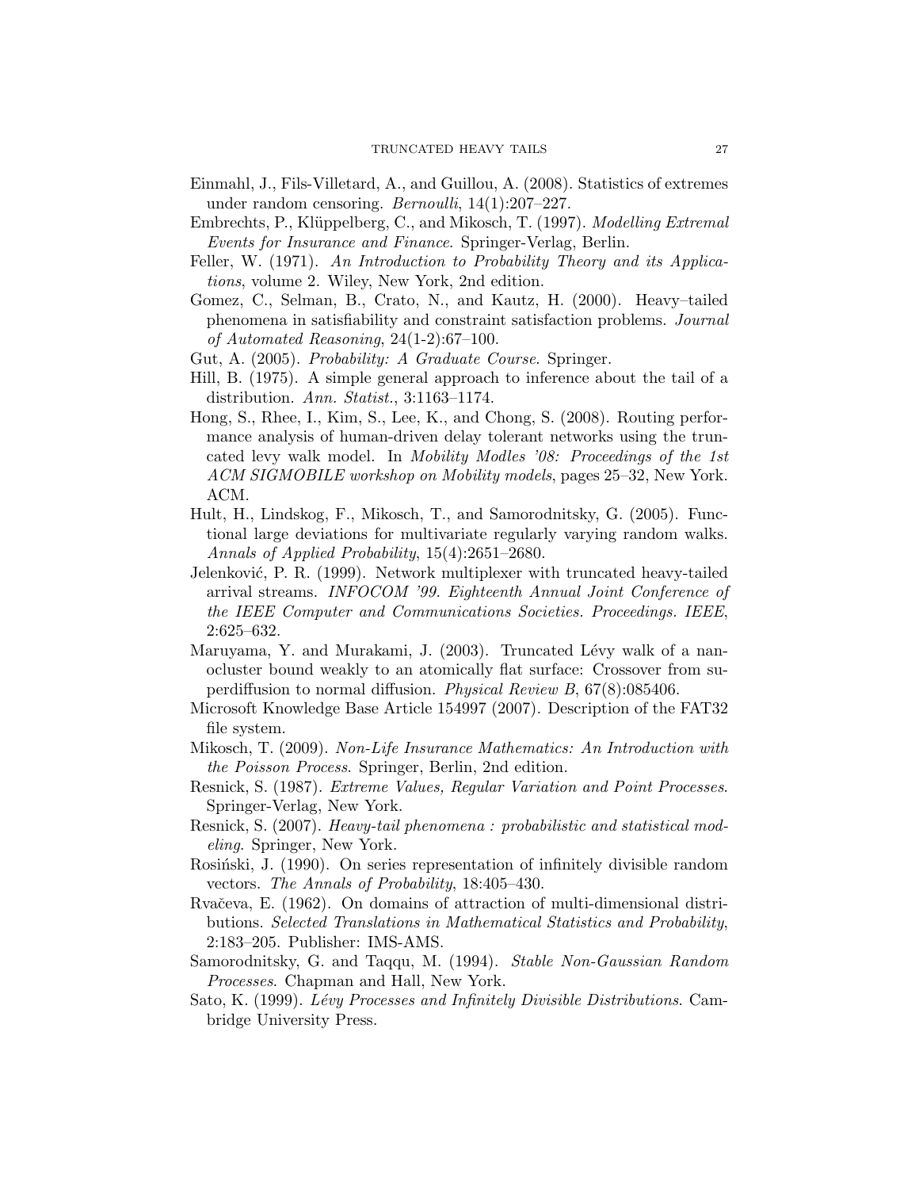Einmahl, J., Fils-Villetard, A., and Guillou, A. (2008). Statistics of extremes under random censoring. *Bernoulli*, 14(1):207–227.

Embrechts, P., Klüppelberg, C., and Mikosch, T. (1997). *Modelling Extremal Events for Insurance and Finance*. Springer-Verlag, Berlin.

Feller, W. (1971). *An Introduction to Probability Theory and its Applications*, volume 2. Wiley, New York, 2nd edition.

Gomez, C., Selman, B., Crato, N., and Kautz, H. (2000). Heavy–tailed phenomena in satisfiability and constraint satisfaction problems. *Journal of Automated Reasoning*, 24(1-2):67–100.

Gut, A. (2005). *Probability: A Graduate Course*. Springer.

Hill, B. (1975). A simple general approach to inference about the tail of a distribution. *Ann. Statist.*, 3:1163–1174.

Hong, S., Rhee, I., Kim, S., Lee, K., and Chong, S. (2008). Routing performance analysis of human-driven delay tolerant networks using the truncated levy walk model. In *Mobility Modles '08: Proceedings of the 1st ACM SIGMOBILE workshop on Mobility models*, pages 25–32, New York. ACM.

Hult, H., Lindskog, F., Mikosch, T., and Samorodnitsky, G. (2005). Functional large deviations for multivariate regularly varying random walks. *Annals of Applied Probability*, 15(4):2651–2680.

Jelenković, P. R. (1999). Network multiplexer with truncated heavy-tailed arrival streams. *INFOCOM '99. Eighteenth Annual Joint Conference of the IEEE Computer and Communications Societies. Proceedings. IEEE*, 2:625–632.

Maruyama, Y. and Murakami, J. (2003). Truncated Lévy walk of a nanocluster bound weakly to an atomically flat surface: Crossover from superdiffusion to normal diffusion. *Physical Review B*, 67(8):085406.

Microsoft Knowledge Base Article 154997 (2007). Description of the FAT32 file system.

Mikosch, T. (2009). *Non-Life Insurance Mathematics: An Introduction with the Poisson Process*. Springer, Berlin, 2nd edition.

Resnick, S. (1987). *Extreme Values, Regular Variation and Point Processes*. Springer-Verlag, New York.

Resnick, S. (2007). *Heavy-tail phenomena : probabilistic and statistical modeling*. Springer, New York.

Rosiński, J. (1990). On series representation of infinitely divisible random vectors. *The Annals of Probability*, 18:405–430.

Rvačeva, E. (1962). On domains of attraction of multi-dimensional distributions. *Selected Translations in Mathematical Statistics and Probability*, 2:183–205. Publisher: IMS-AMS.

Samorodnitsky, G. and Taqqu, M. (1994). *Stable Non-Gaussian Random Processes*. Chapman and Hall, New York.

Sato, K. (1999). *Lévy Processes and Infinitely Divisible Distributions*. Cambridge University Press.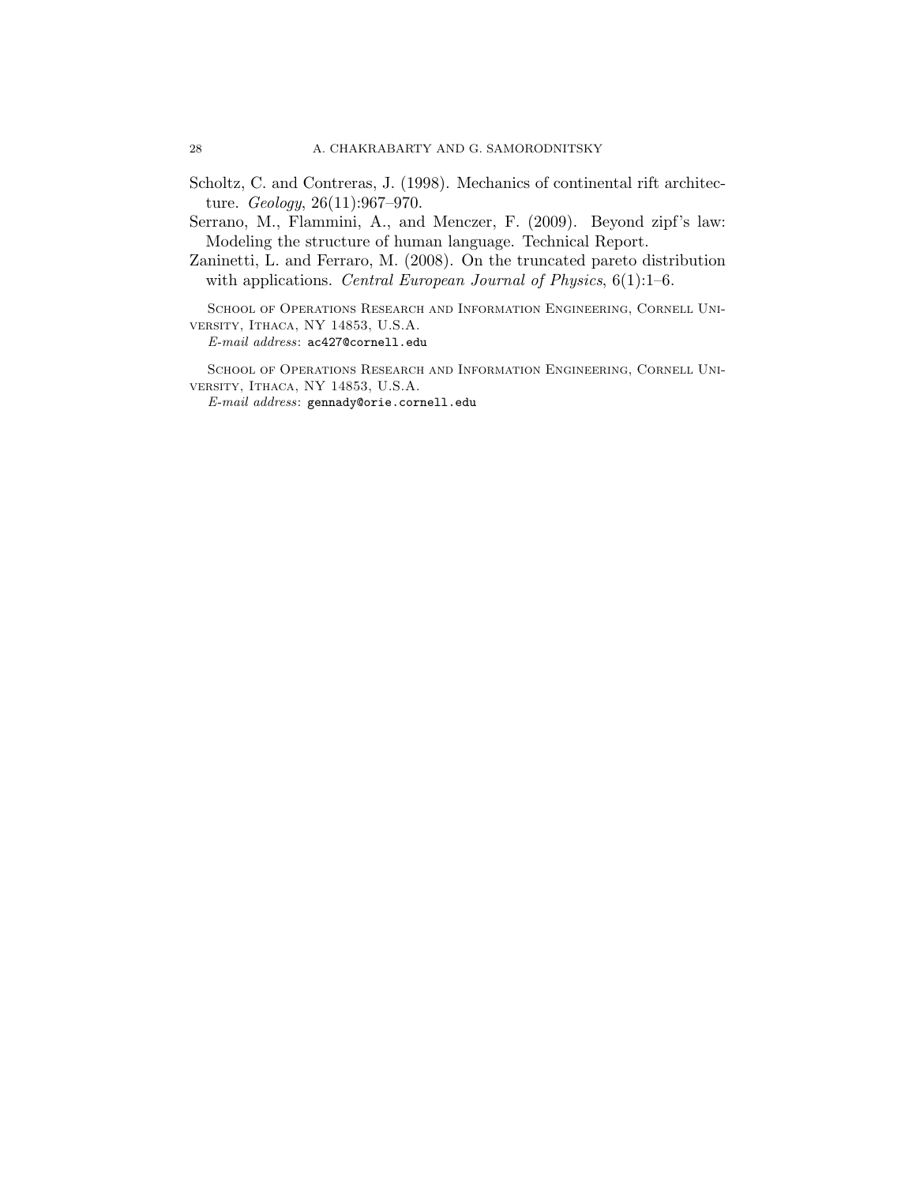Scholtz, C. and Contreras, J. (1998). Mechanics of continental rift architecture. *Geology*, 26(11):967–970.

Serrano, M., Flammini, A., and Menczer, F. (2009). Beyond zipf's law: Modeling the structure of human language. Technical Report.

Zaninetti, L. and Ferraro, M. (2008). On the truncated pareto distribution with applications. *Central European Journal of Physics*, 6(1):1–6.

School of Operations Research and Information Engineering, Cornell University, Ithaca, NY 14853, U.S.A.

*E-mail address*: `ac427@cornell.edu`

School of Operations Research and Information Engineering, Cornell University, Ithaca, NY 14853, U.S.A.

*E-mail address*: `gennady@orie.cornell.edu`